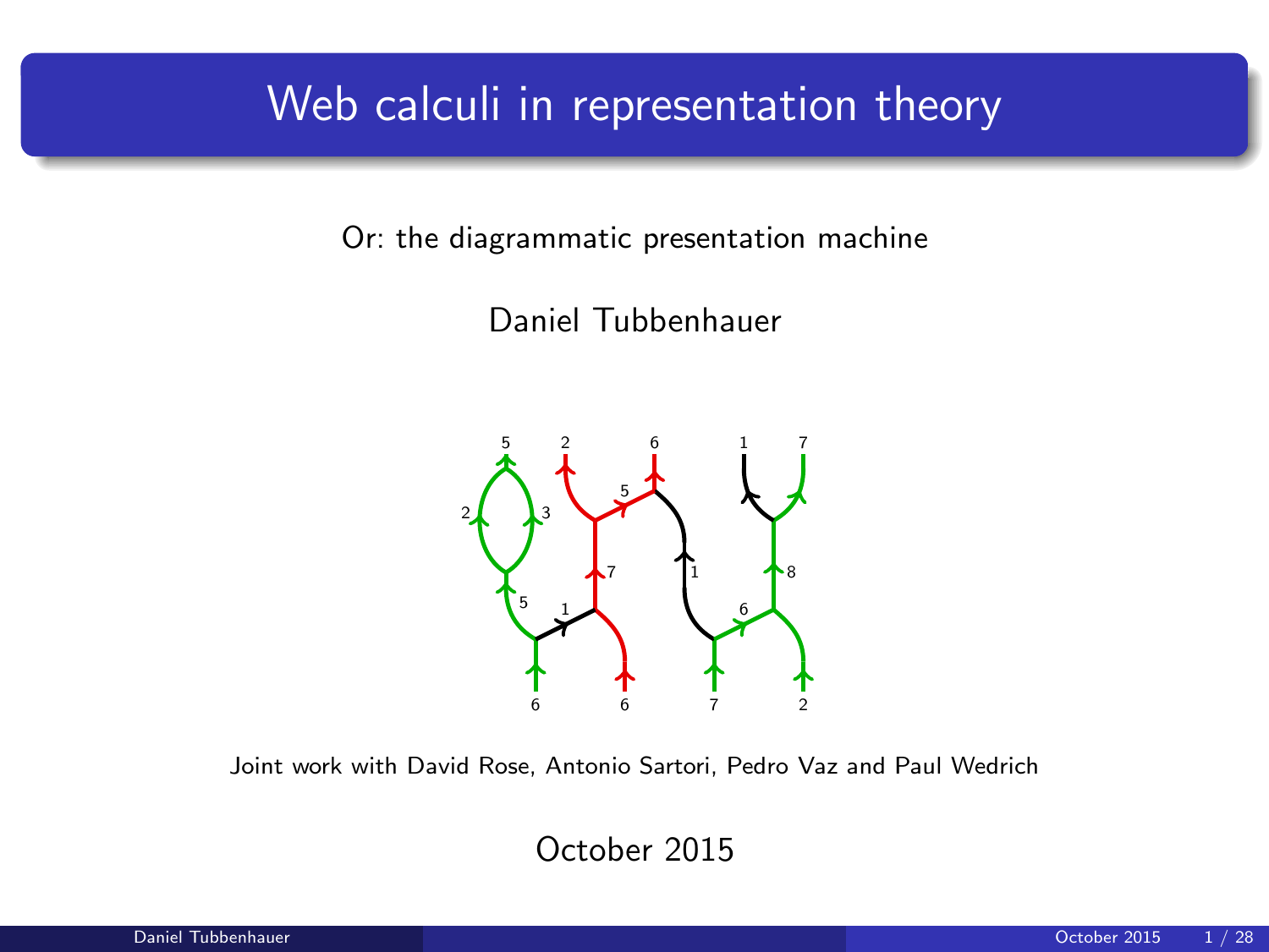# Web calculi in representation theory

Or: the diagrammatic presentation machine

Daniel Tubbenhauer

Joint work with David Rose, Antonio Sartori, Pedro Vaz and Paul Wedrich

October 2015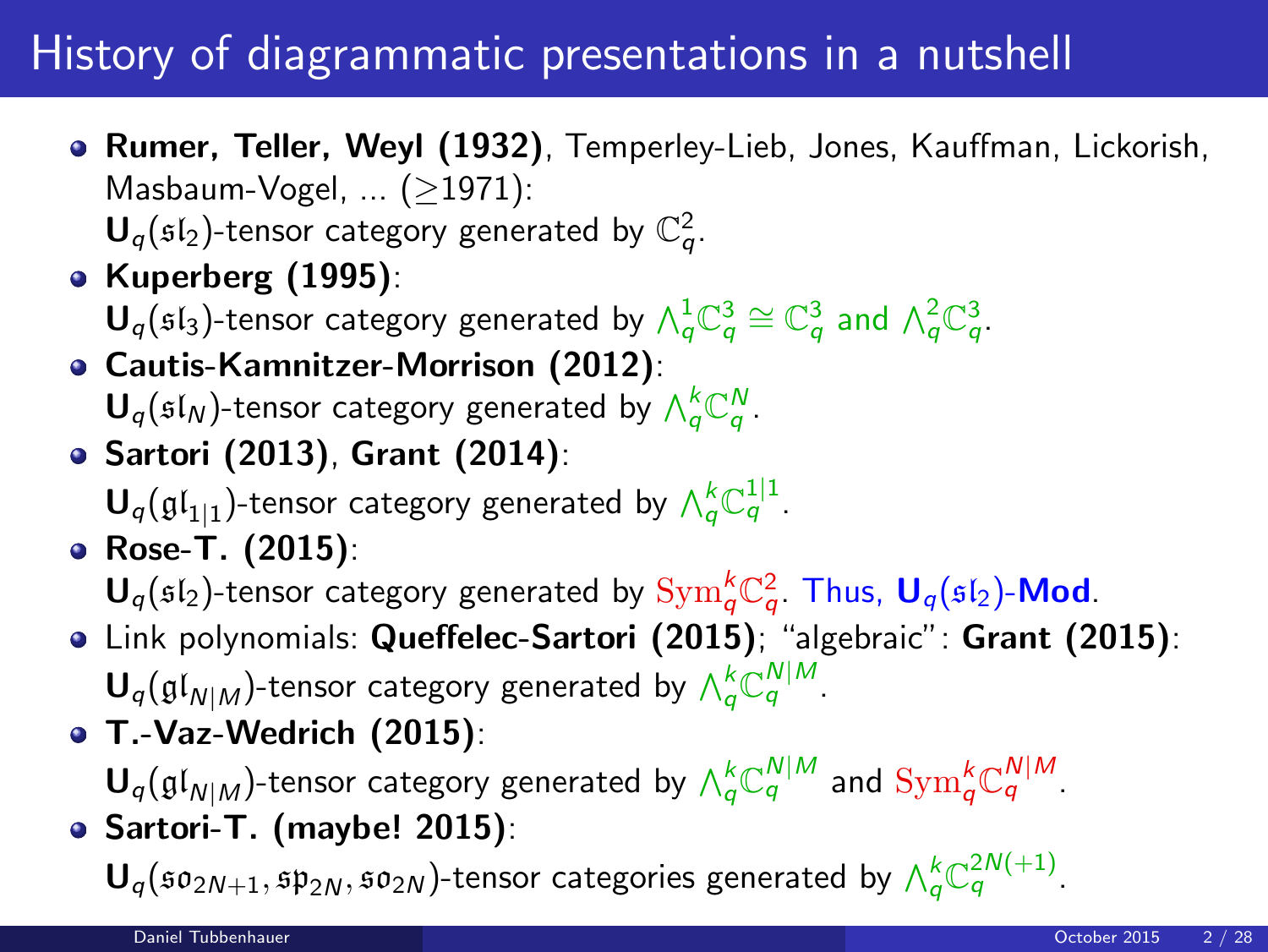# History of diagrammatic presentations in a nutshell

- **Rumer, Teller, Weyl (1932)**, Temperley-Lieb, Jones, Kauffman, Lickorish, Masbaum-Vogel, ... ($\geq$1971):
  $\mathbf{U}_q(\mathfrak{sl}_2)$-tensor category generated by $\mathbb{C}_q^2$.
- **Kuperberg (1995)**:
  $\mathbf{U}_q(\mathfrak{sl}_3)$-tensor category generated by $\Lambda_q^1\mathbb{C}_q^3 \cong \mathbb{C}_q^3$ and $\Lambda_q^2\mathbb{C}_q^3$.
- **Cautis-Kamnitzer-Morrison (2012)**:
  $\mathbf{U}_q(\mathfrak{sl}_N)$-tensor category generated by $\Lambda_q^k\mathbb{C}_q^N$.
- **Sartori (2013)**, **Grant (2014)**:
  $\mathbf{U}_q(\mathfrak{gl}_{1|1})$-tensor category generated by $\Lambda_q^k\mathbb{C}_q^{1|1}$.
- **Rose-T. (2015)**:
  $\mathbf{U}_q(\mathfrak{sl}_2)$-tensor category generated by $\mathrm{Sym}_q^k\mathbb{C}_q^2$. Thus, $\mathbf{U}_q(\mathfrak{sl}_2)$-**Mod**.
- Link polynomials: **Queffelec-Sartori (2015)**; "algebraic": **Grant (2015)**:
  $\mathbf{U}_q(\mathfrak{gl}_{N|M})$-tensor category generated by $\Lambda_q^k\mathbb{C}_q^{N|M}$.
- **T.-Vaz-Wedrich (2015)**:
  $\mathbf{U}_q(\mathfrak{gl}_{N|M})$-tensor category generated by $\Lambda_q^k\mathbb{C}_q^{N|M}$ and $\mathrm{Sym}_q^k\mathbb{C}_q^{N|M}$.
- **Sartori-T. (maybe! 2015)**:
  $\mathbf{U}_q(\mathfrak{so}_{2N+1}, \mathfrak{sp}_{2N}, \mathfrak{so}_{2N})$-tensor categories generated by $\Lambda_q^k\mathbb{C}_q^{2N(+1)}$.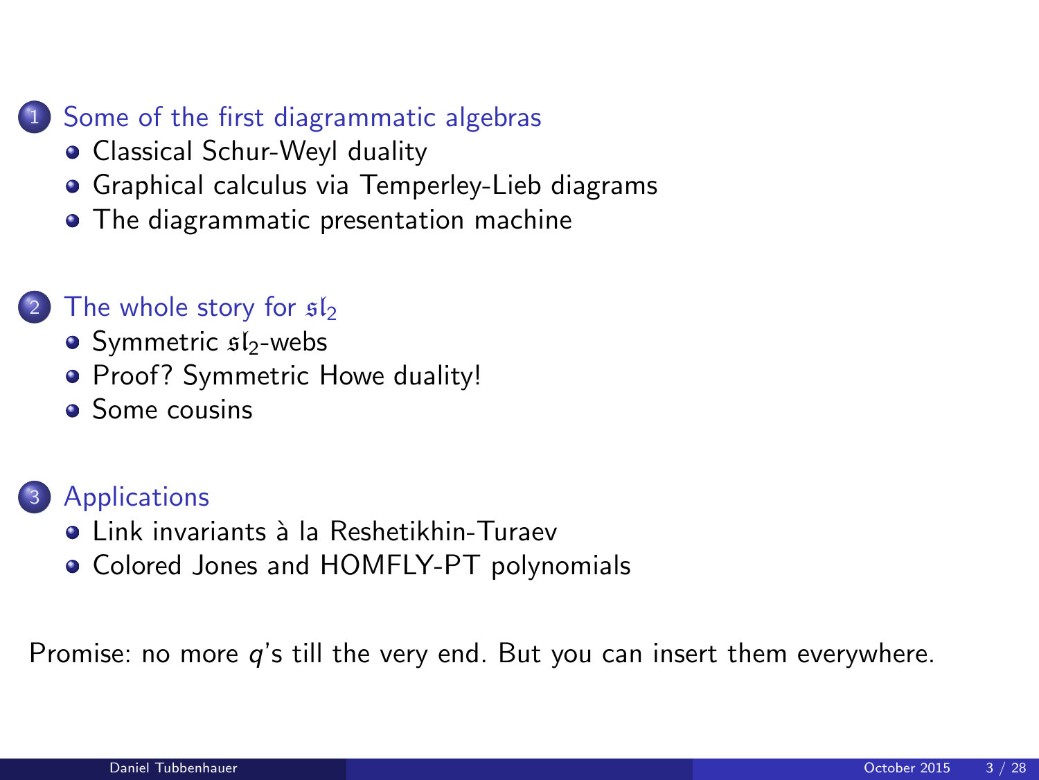1. Some of the first diagrammatic algebras
   - Classical Schur-Weyl duality
   - Graphical calculus via Temperley-Lieb diagrams
   - The diagrammatic presentation machine

2. The whole story for $\mathfrak{sl}_2$
   - Symmetric $\mathfrak{sl}_2$-webs
   - Proof? Symmetric Howe duality!
   - Some cousins

3. Applications
   - Link invariants à la Reshetikhin-Turaev
   - Colored Jones and HOMFLY-PT polynomials

Promise: no more $q$'s till the very end. But you can insert them everywhere.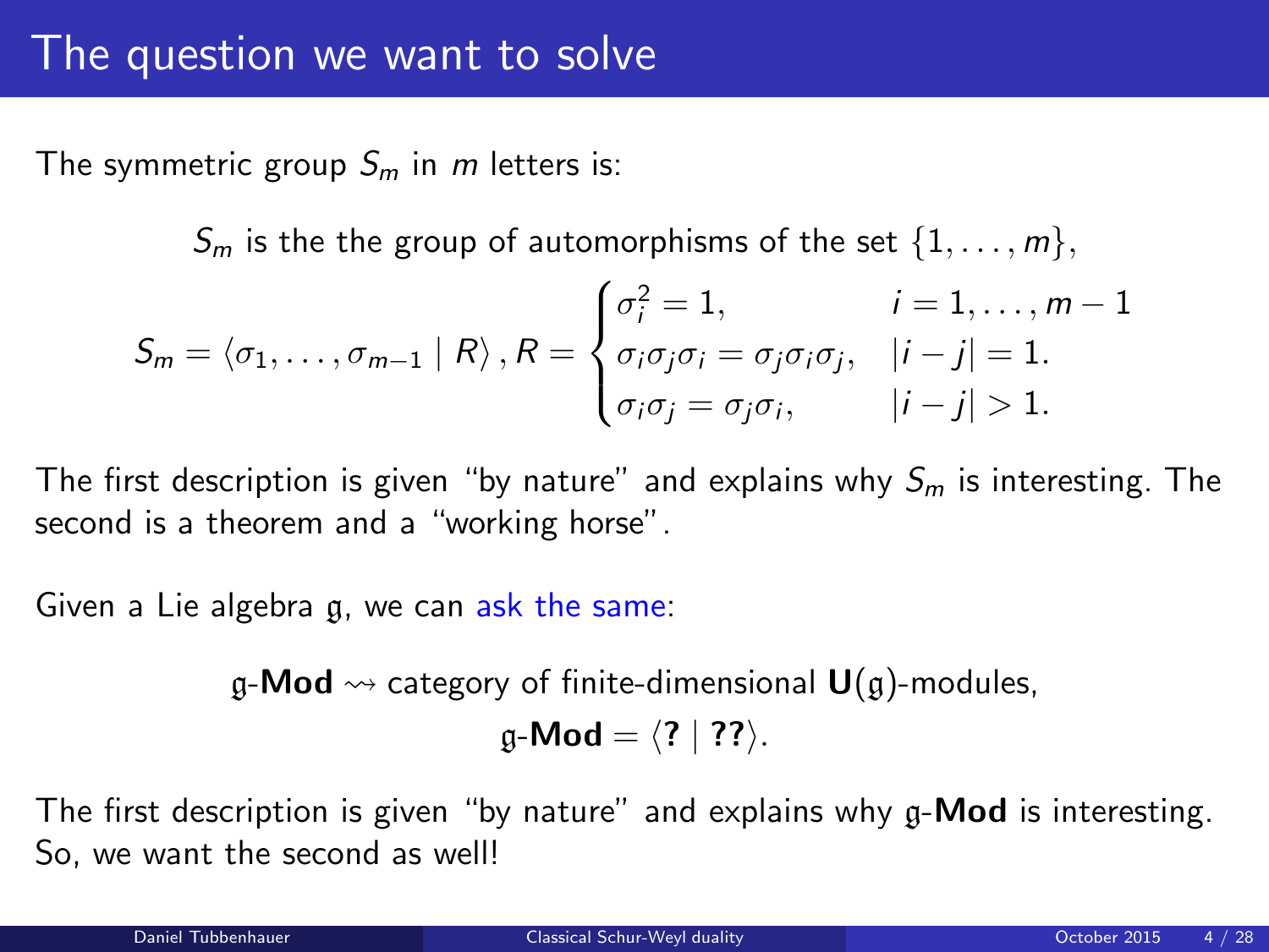# The question we want to solve

The symmetric group $S_m$ in $m$ letters is:

$S_m$ is the the group of automorphisms of the set $\{1, \dots, m\}$,

$$S_m = \langle \sigma_1, \dots, \sigma_{m-1} \mid R \rangle, R = \begin{cases} \sigma_i^2 = 1, & i = 1, \dots, m-1 \\ \sigma_i \sigma_j \sigma_i = \sigma_j \sigma_i \sigma_j, & |i-j| = 1. \\ \sigma_i \sigma_j = \sigma_j \sigma_i, & |i-j| > 1. \end{cases}$$

The first description is given "by nature" and explains why $S_m$ is interesting. The second is a theorem and a "working horse".

Given a Lie algebra $\mathfrak{g}$, we can ask the same:

$$\mathfrak{g}\text{-}\mathbf{Mod} \rightsquigarrow \text{category of finite-dimensional } \mathbf{U}(\mathfrak{g})\text{-modules},$$
$$\mathfrak{g}\text{-}\mathbf{Mod} = \langle \mathbf{?} \mid \mathbf{??} \rangle.$$

The first description is given "by nature" and explains why $\mathfrak{g}$-**Mod** is interesting. So, we want the second as well!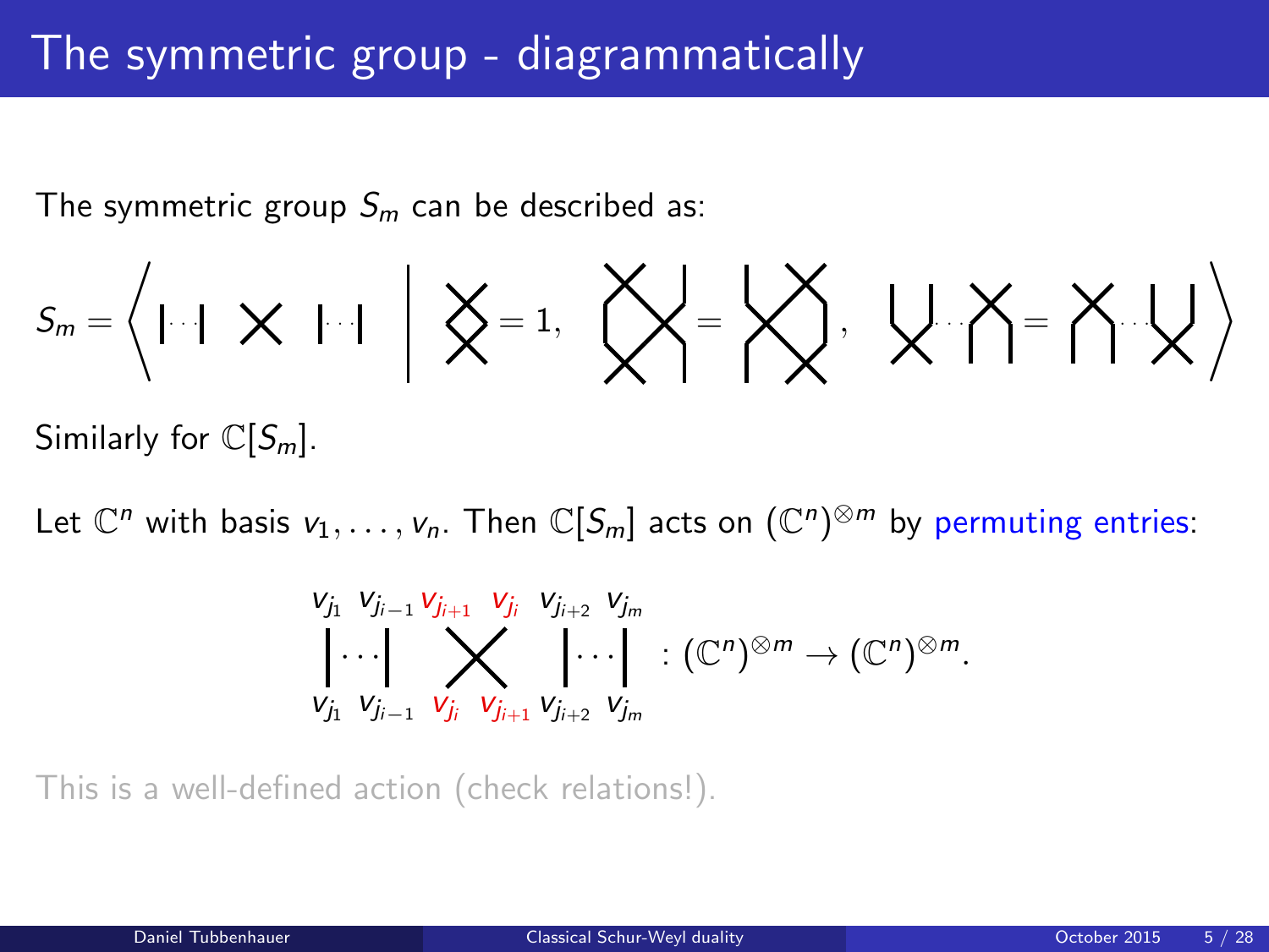# The symmetric group - diagrammatically

The symmetric group $S_m$ can be described as:

$$S_m = \left\langle \,|\cdots|\ \times\ |\cdots|\ \middle|\ \text{(double crossing)} = 1,\ \text{(braid relation)},\ \text{(far commutativity)} \right\rangle$$

Similarly for $\mathbb{C}[S_m]$.

Let $\mathbb{C}^n$ with basis $v_1, \ldots, v_n$. Then $\mathbb{C}[S_m]$ acts on $(\mathbb{C}^n)^{\otimes m}$ by permuting entries:

$$\begin{matrix} v_{j_1} & v_{j_{i-1}} & v_{j_{i+1}} & v_{j_i} & v_{j_{i+2}} & v_{j_m} \\ |\cdots| & & \times & & |\cdots| & \\ v_{j_1} & v_{j_{i-1}} & v_{j_i} & v_{j_{i+1}} & v_{j_{i+2}} & v_{j_m} \end{matrix} : (\mathbb{C}^n)^{\otimes m} \to (\mathbb{C}^n)^{\otimes m}.$$

This is a well-defined action (check relations!).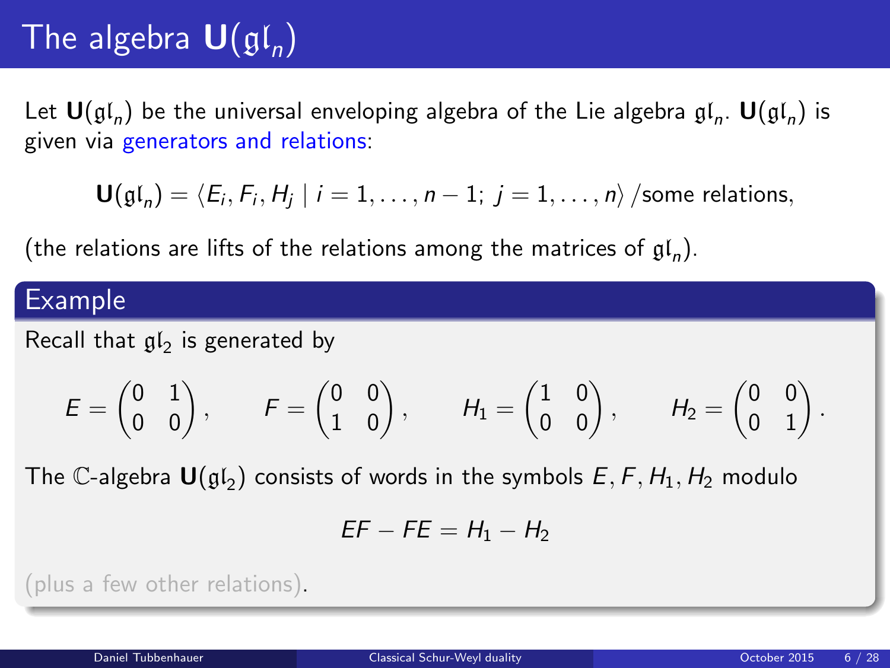# The algebra $\mathbf{U}(\mathfrak{gl}_n)$

Let $\mathbf{U}(\mathfrak{gl}_n)$ be the universal enveloping algebra of the Lie algebra $\mathfrak{gl}_n$. $\mathbf{U}(\mathfrak{gl}_n)$ is given via generators and relations:

$$\mathbf{U}(\mathfrak{gl}_n) = \langle E_i, F_i, H_j \mid i = 1, \dots, n-1;\ j = 1, \dots, n \rangle \,/\text{some relations},$$

(the relations are lifts of the relations among the matrices of $\mathfrak{gl}_n$).

## Example

Recall that $\mathfrak{gl}_2$ is generated by

$$E = \begin{pmatrix} 0 & 1 \\ 0 & 0 \end{pmatrix}, \qquad F = \begin{pmatrix} 0 & 0 \\ 1 & 0 \end{pmatrix}, \qquad H_1 = \begin{pmatrix} 1 & 0 \\ 0 & 0 \end{pmatrix}, \qquad H_2 = \begin{pmatrix} 0 & 0 \\ 0 & 1 \end{pmatrix}.$$

The $\mathbb{C}$-algebra $\mathbf{U}(\mathfrak{gl}_2)$ consists of words in the symbols $E, F, H_1, H_2$ modulo

$$EF - FE = H_1 - H_2$$

(plus a few other relations).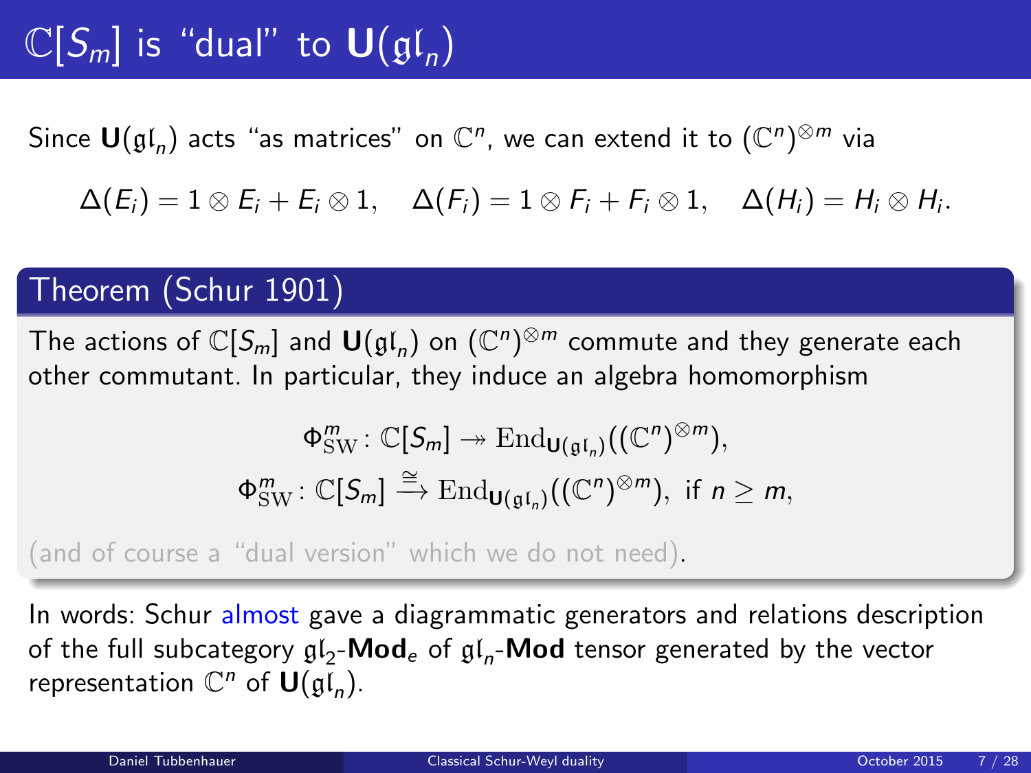# $\mathbb{C}[S_m]$ is "dual" to $\mathbf{U}(\mathfrak{gl}_n)$

Since $\mathbf{U}(\mathfrak{gl}_n)$ acts "as matrices" on $\mathbb{C}^n$, we can extend it to $(\mathbb{C}^n)^{\otimes m}$ via

$$\Delta(E_i) = 1 \otimes E_i + E_i \otimes 1, \quad \Delta(F_i) = 1 \otimes F_i + F_i \otimes 1, \quad \Delta(H_i) = H_i \otimes H_i.$$

## Theorem (Schur 1901)

The actions of $\mathbb{C}[S_m]$ and $\mathbf{U}(\mathfrak{gl}_n)$ on $(\mathbb{C}^n)^{\otimes m}$ commute and they generate each other commutant. In particular, they induce an algebra homomorphism

$$\Phi^m_{\mathrm{SW}} \colon \mathbb{C}[S_m] \twoheadrightarrow \mathrm{End}_{\mathbf{U}(\mathfrak{gl}_n)}((\mathbb{C}^n)^{\otimes m}),$$

$$\Phi^m_{\mathrm{SW}} \colon \mathbb{C}[S_m] \xrightarrow{\cong} \mathrm{End}_{\mathbf{U}(\mathfrak{gl}_n)}((\mathbb{C}^n)^{\otimes m}), \text{ if } n \geq m,$$

(and of course a "dual version" which we do not need).

In words: Schur almost gave a diagrammatic generators and relations description of the full subcategory $\mathfrak{gl}_2$-$\mathbf{Mod}_e$ of $\mathfrak{gl}_n$-$\mathbf{Mod}$ tensor generated by the vector representation $\mathbb{C}^n$ of $\mathbf{U}(\mathfrak{gl}_n)$.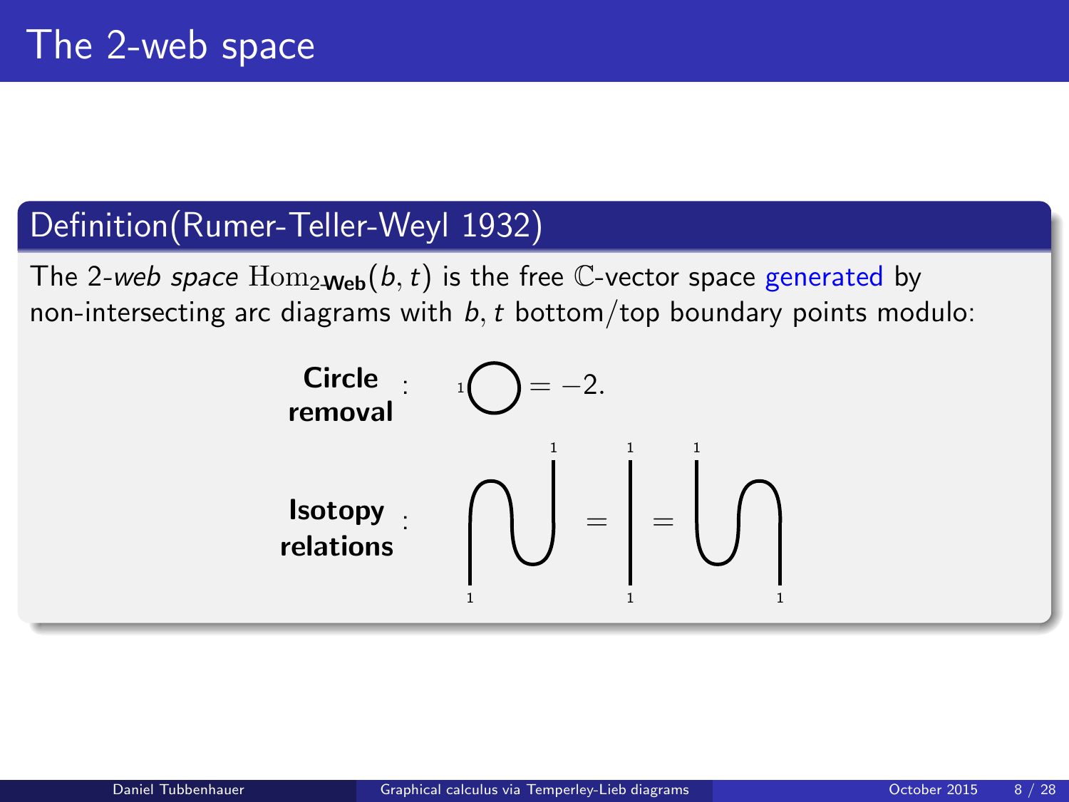# The 2-web space

## Definition(Rumer-Teller-Weyl 1932)

The 2-*web space* $\mathrm{Hom}_{2\text{-}\mathbf{Web}}(b, t)$ is the free $\mathbb{C}$-vector space generated by non-intersecting arc diagrams with $b, t$ bottom/top boundary points modulo:

**Circle removal** : $_1\bigcirc = -2.$

**Isotopy relations** :

1 1 1

= | =

1 1 1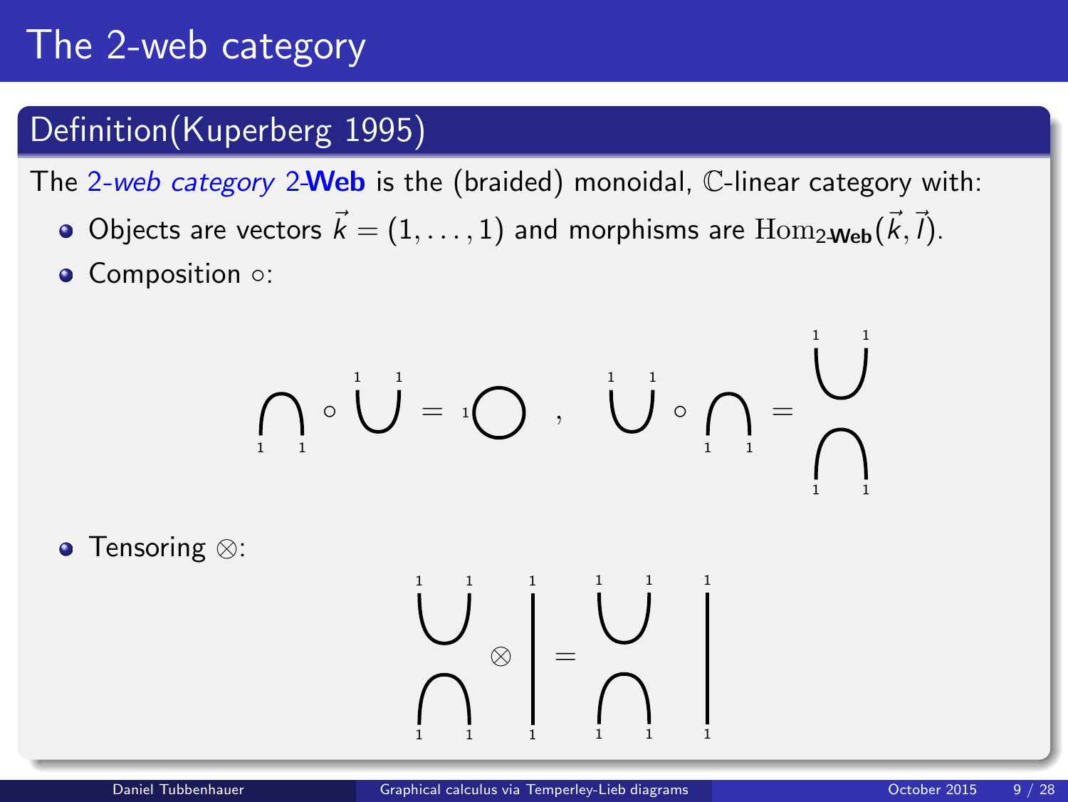# The 2-web category

## Definition(Kuperberg 1995)

The *2-web category* **2-Web** is the (braided) monoidal, $\mathbb{C}$-linear category with:

- Objects are vectors $\vec{k} = (1, \ldots, 1)$ and morphisms are $\mathrm{Hom}_{\text{2-Web}}(\vec{k}, \vec{l})$.
- Composition $\circ$:
- Tensoring $\otimes$: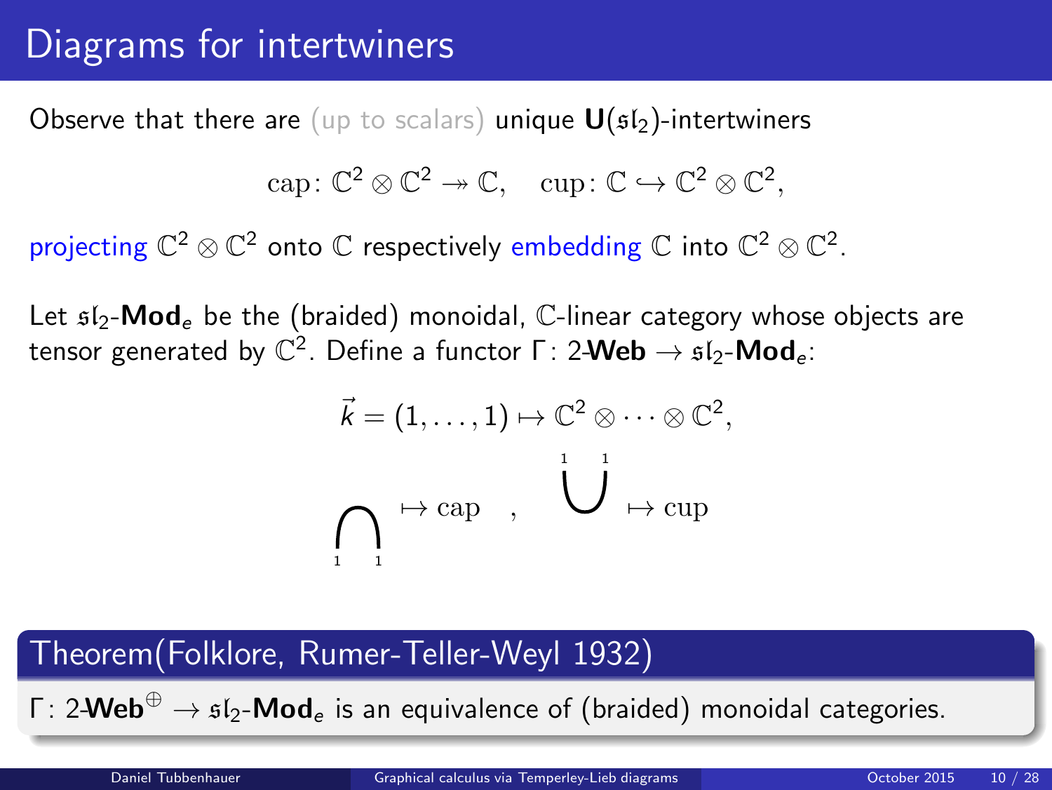# Diagrams for intertwiners

Observe that there are (up to scalars) unique $\mathbf{U}(\mathfrak{sl}_2)$-intertwiners

$$\mathrm{cap}\colon \mathbb{C}^2 \otimes \mathbb{C}^2 \twoheadrightarrow \mathbb{C}, \quad \mathrm{cup}\colon \mathbb{C} \hookrightarrow \mathbb{C}^2 \otimes \mathbb{C}^2,$$

projecting $\mathbb{C}^2 \otimes \mathbb{C}^2$ onto $\mathbb{C}$ respectively embedding $\mathbb{C}$ into $\mathbb{C}^2 \otimes \mathbb{C}^2$.

Let $\mathfrak{sl}_2$-$\mathbf{Mod}_e$ be the (braided) monoidal, $\mathbb{C}$-linear category whose objects are tensor generated by $\mathbb{C}^2$. Define a functor $\Gamma\colon 2\text{-}\mathbf{Web} \to \mathfrak{sl}_2\text{-}\mathbf{Mod}_e$:

$$\vec{k} = (1, \dots, 1) \mapsto \mathbb{C}^2 \otimes \cdots \otimes \mathbb{C}^2,$$

$$\bigcap_{1 \quad 1} \mapsto \mathrm{cap} \quad , \quad \bigcup^{1 \quad 1} \mapsto \mathrm{cup}$$

## Theorem(Folklore, Rumer-Teller-Weyl 1932)

$\Gamma\colon 2\text{-}\mathbf{Web}^{\oplus} \to \mathfrak{sl}_2\text{-}\mathbf{Mod}_e$ is an equivalence of (braided) monoidal categories.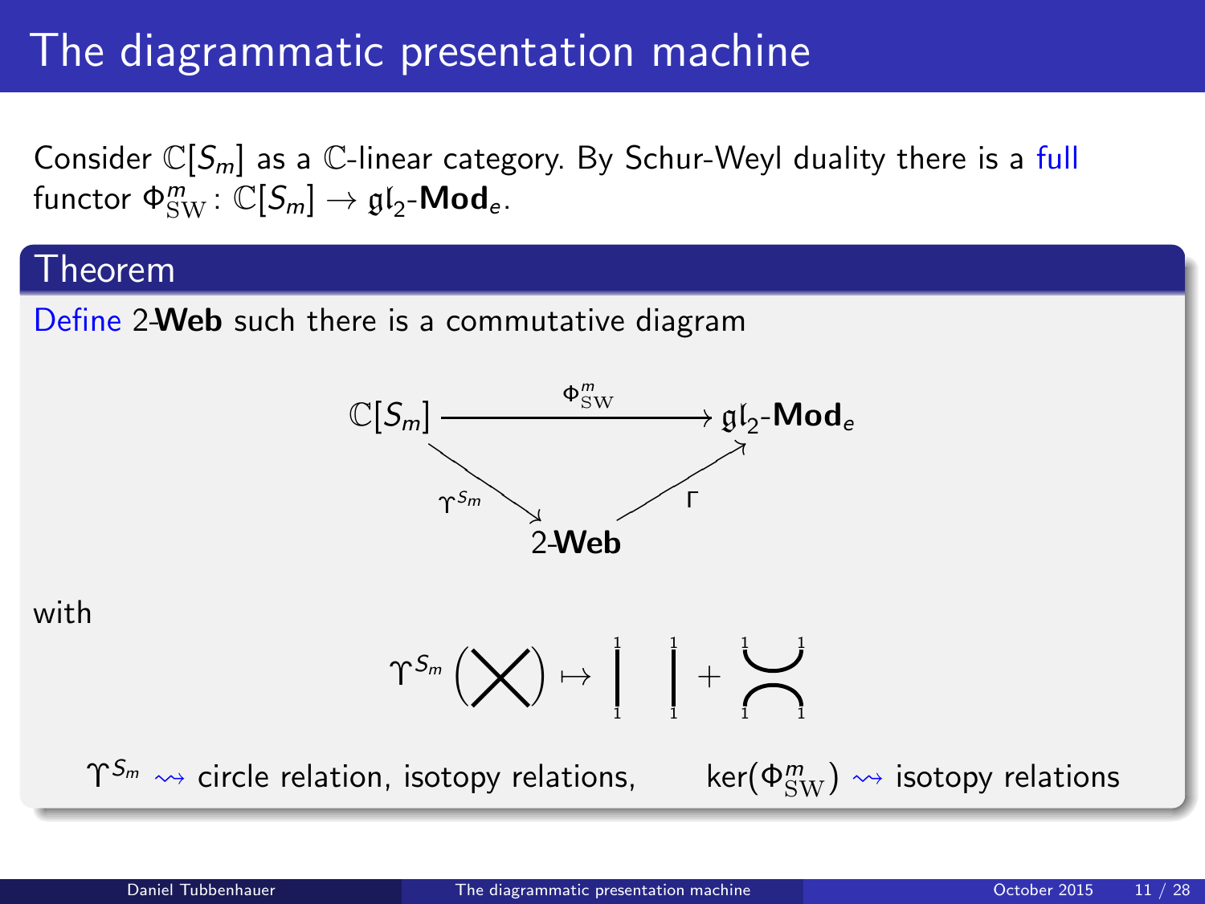# The diagrammatic presentation machine

Consider $\mathbb{C}[S_m]$ as a $\mathbb{C}$-linear category. By Schur-Weyl duality there is a full functor $\Phi^m_{\mathrm{SW}} \colon \mathbb{C}[S_m] \to \mathfrak{gl}_2\text{-}\mathbf{Mod}_e$.

## Theorem

Define 2-**Web** such there is a commutative diagram

$$\begin{array}{ccc} \mathbb{C}[S_m] & \xrightarrow{\Phi^m_{\mathrm{SW}}} & \mathfrak{gl}_2\text{-}\mathbf{Mod}_e \\ & \searrow^{\Upsilon^{S_m}} \quad \nearrow^{\Gamma} & \\ & 2\text{-}\mathbf{Web} & \end{array}$$

with

$$\Upsilon^{S_m}\left(\times\right) \mapsto \;\; \Big|_1^1 \;\; \Big|_1^1 \; + \; \underset{1 \quad 1}{\overset{1 \quad 1}{\cup \atop \cap}}$$

$\Upsilon^{S_m} \rightsquigarrow$ circle relation, isotopy relations, $\qquad \ker(\Phi^m_{\mathrm{SW}}) \rightsquigarrow$ isotopy relations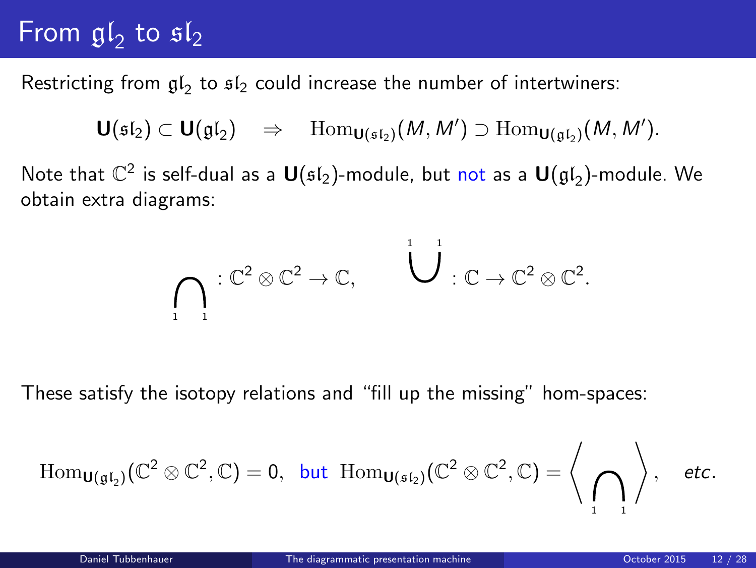# From $\mathfrak{gl}_2$ to $\mathfrak{sl}_2$

Restricting from $\mathfrak{gl}_2$ to $\mathfrak{sl}_2$ could increase the number of intertwiners:

$$\mathbf{U}(\mathfrak{sl}_2) \subset \mathbf{U}(\mathfrak{gl}_2) \quad \Rightarrow \quad \mathrm{Hom}_{\mathbf{U}(\mathfrak{sl}_2)}(M, M') \supset \mathrm{Hom}_{\mathbf{U}(\mathfrak{gl}_2)}(M, M').$$

Note that $\mathbb{C}^2$ is self-dual as a $\mathbf{U}(\mathfrak{sl}_2)$-module, but not as a $\mathbf{U}(\mathfrak{gl}_2)$-module. We obtain extra diagrams:

$$\bigcap_{1\quad 1} : \mathbb{C}^2 \otimes \mathbb{C}^2 \to \mathbb{C}, \qquad \bigcup^{1\quad 1} : \mathbb{C} \to \mathbb{C}^2 \otimes \mathbb{C}^2.$$

These satisfy the isotopy relations and "fill up the missing" hom-spaces:

$$\mathrm{Hom}_{\mathbf{U}(\mathfrak{gl}_2)}(\mathbb{C}^2 \otimes \mathbb{C}^2, \mathbb{C}) = 0, \text{ but } \mathrm{Hom}_{\mathbf{U}(\mathfrak{sl}_2)}(\mathbb{C}^2 \otimes \mathbb{C}^2, \mathbb{C}) = \left\langle \bigcap_{1\quad 1} \right\rangle, \quad \textit{etc.}$$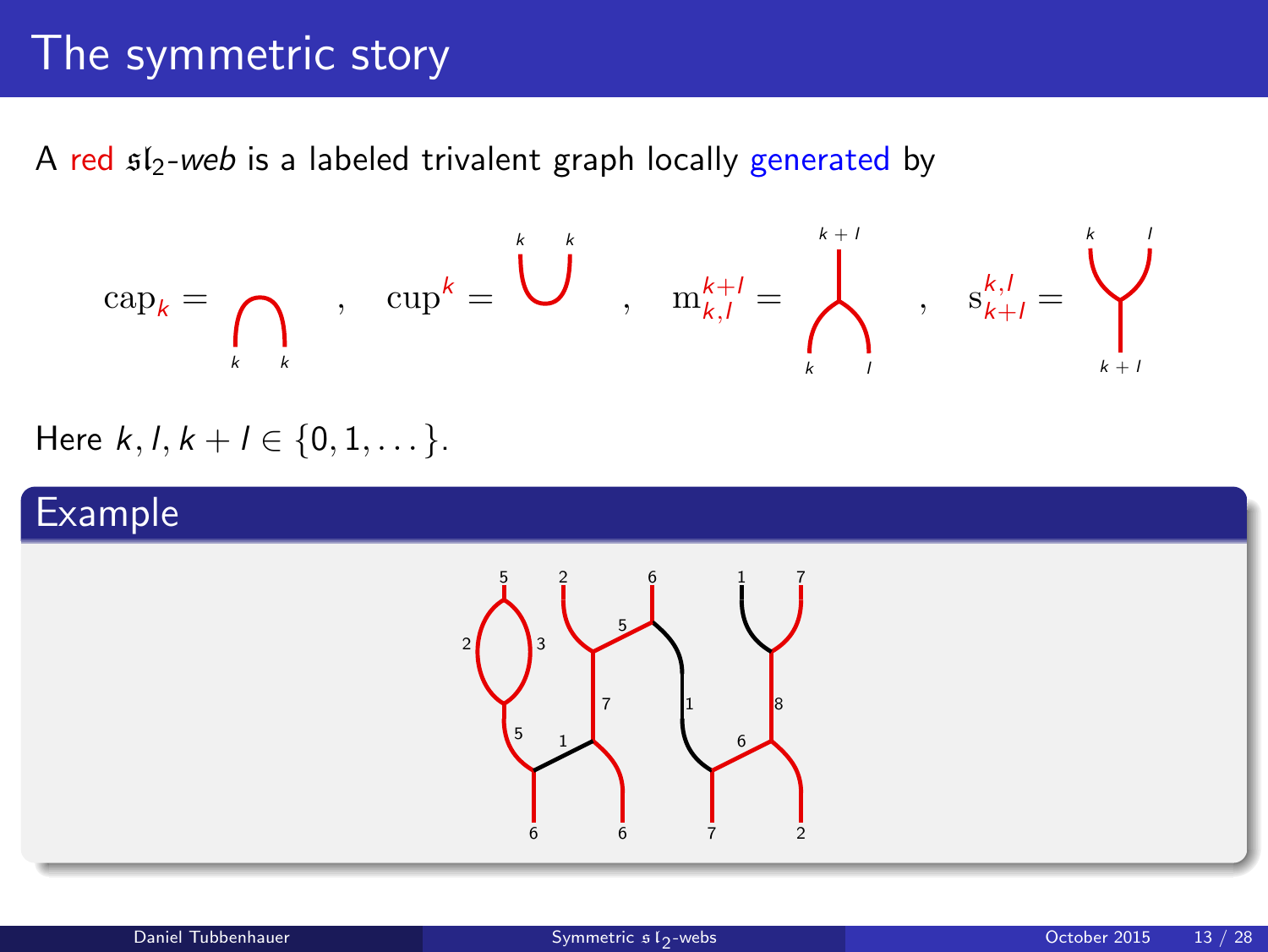# The symmetric story

A red $\mathfrak{sl}_2$-*web* is a labeled trivalent graph locally generated by

$$\mathrm{cap}_k = \quad , \quad \mathrm{cup}^k = \quad , \quad \mathrm{m}_{k,l}^{k+l} = \quad , \quad \mathrm{s}_{k+l}^{k,l} =$$

Here $k, l, k+l \in \{0, 1, \dots\}$.

## Example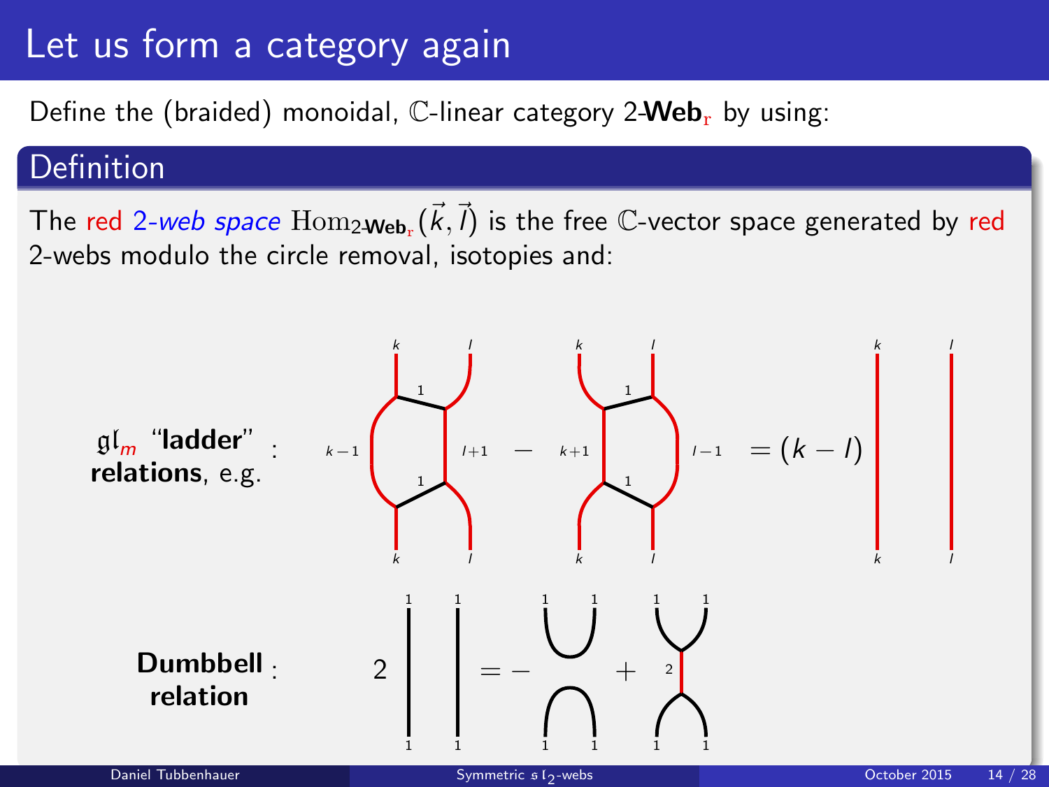# Let us form a category again

Define the (braided) monoidal, $\mathbb{C}$-linear category 2-**Web**$_{\mathrm{r}}$ by using:

## Definition

The red *2-web space* $\mathrm{Hom}_{2\text{-}\mathbf{Web}_{\mathrm{r}}}(\vec{k}, \vec{l})$ is the free $\mathbb{C}$-vector space generated by red 2-webs modulo the circle removal, isotopies and:

$\mathfrak{gl}_m$ "**ladder**" **relations**, e.g.:

$$(\text{ladder web: } k, l \to k-1, l+1 \to k, l) \; - \; (\text{ladder web: } k, l \to k+1, l-1 \to k, l) \; = (k-l) \; (\text{identity on } k, l)$$

**Dumbbell relation**:

$$2 \; (\text{identity on } 1, 1) = - \; (\text{cup-cap on } 1, 1) + (\text{dumbbell: } 1,1 \to 2 \to 1,1)$$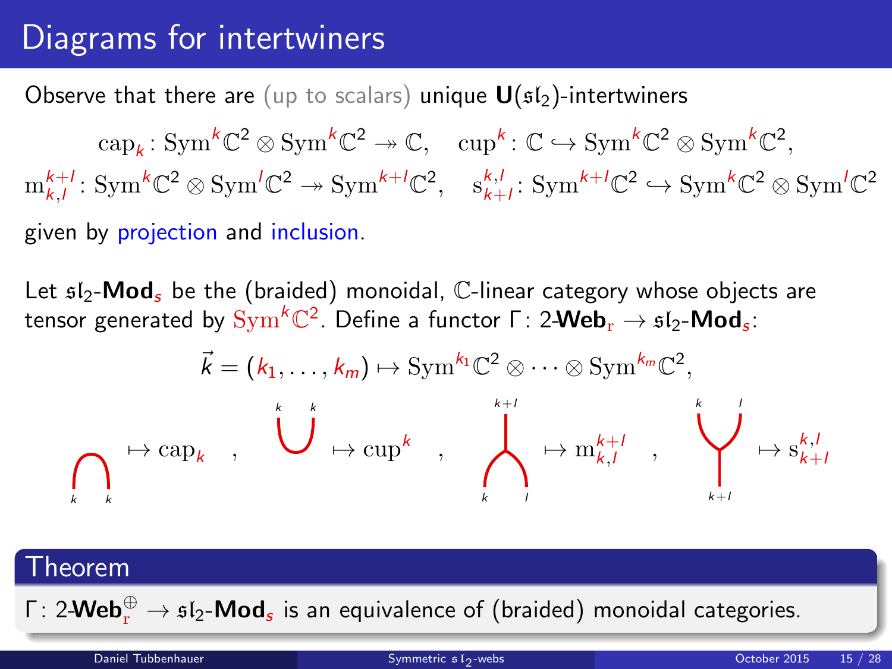# Diagrams for intertwiners

Observe that there are (up to scalars) unique $\mathbf{U}(\mathfrak{sl}_2)$-intertwiners

$$\mathrm{cap}_k\colon \mathrm{Sym}^k\mathbb{C}^2 \otimes \mathrm{Sym}^k\mathbb{C}^2 \twoheadrightarrow \mathbb{C}, \quad \mathrm{cup}^k\colon \mathbb{C} \hookrightarrow \mathrm{Sym}^k\mathbb{C}^2 \otimes \mathrm{Sym}^k\mathbb{C}^2,$$
$$\mathrm{m}^{k+l}_{k,l}\colon \mathrm{Sym}^k\mathbb{C}^2 \otimes \mathrm{Sym}^l\mathbb{C}^2 \twoheadrightarrow \mathrm{Sym}^{k+l}\mathbb{C}^2, \quad \mathrm{s}^{k,l}_{k+l}\colon \mathrm{Sym}^{k+l}\mathbb{C}^2 \hookrightarrow \mathrm{Sym}^k\mathbb{C}^2 \otimes \mathrm{Sym}^l\mathbb{C}^2$$

given by projection and inclusion.

Let $\mathfrak{sl}_2$-$\mathbf{Mod}_s$ be the (braided) monoidal, $\mathbb{C}$-linear category whose objects are tensor generated by $\mathrm{Sym}^k\mathbb{C}^2$. Define a functor $\Gamma\colon 2\text{-}\mathbf{Web}_{\mathrm{r}} \to \mathfrak{sl}_2\text{-}\mathbf{Mod}_s$:

$$\vec{k} = (k_1, \ldots, k_m) \mapsto \mathrm{Sym}^{k_1}\mathbb{C}^2 \otimes \cdots \otimes \mathrm{Sym}^{k_m}\mathbb{C}^2,$$

$$(\text{cap}, k, k) \mapsto \mathrm{cap}_k, \quad (\text{cup}, k, k) \mapsto \mathrm{cup}^k, \quad (\text{merge}, k, l \to k+l) \mapsto \mathrm{m}^{k+l}_{k,l}, \quad (\text{split}, k+l \to k, l) \mapsto \mathrm{s}^{k,l}_{k+l}$$

## Theorem

$\Gamma\colon 2\text{-}\mathbf{Web}^{\oplus}_{\mathrm{r}} \to \mathfrak{sl}_2\text{-}\mathbf{Mod}_s$ is an equivalence of (braided) monoidal categories.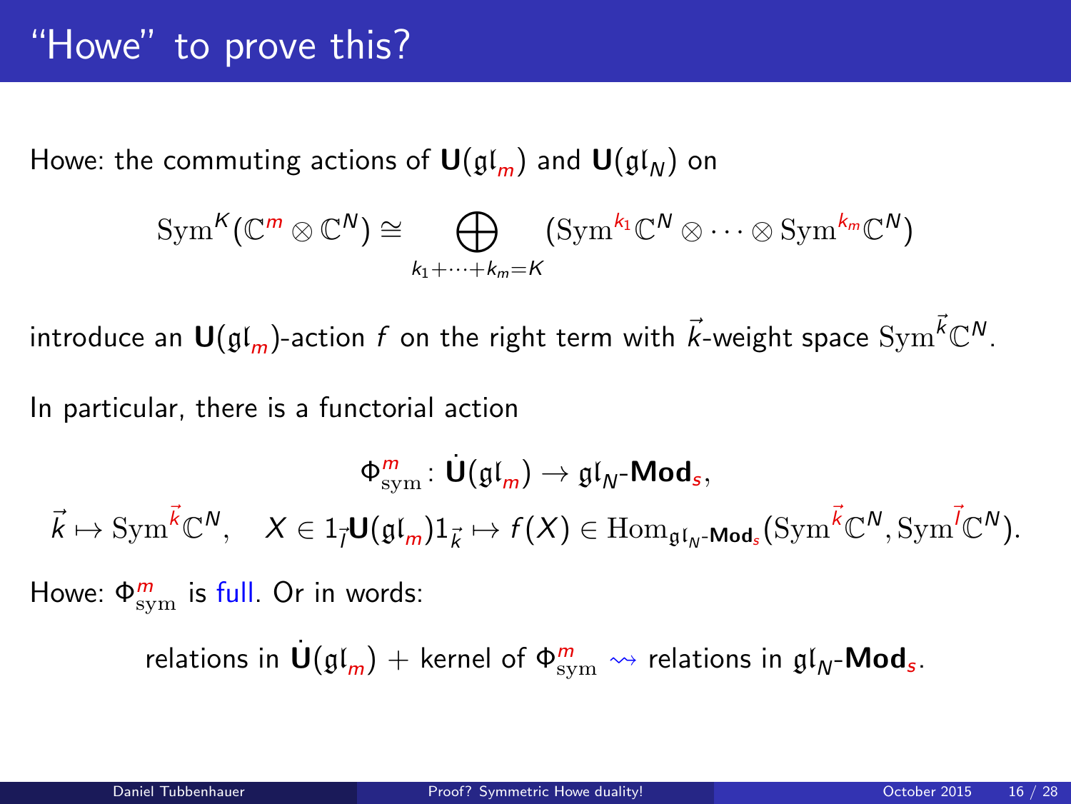# "Howe" to prove this?

Howe: the commuting actions of $\mathbf{U}(\mathfrak{gl}_m)$ and $\mathbf{U}(\mathfrak{gl}_N)$ on

$$\mathrm{Sym}^K(\mathbb{C}^m \otimes \mathbb{C}^N) \cong \bigoplus_{k_1+\cdots+k_m=K} (\mathrm{Sym}^{k_1}\mathbb{C}^N \otimes \cdots \otimes \mathrm{Sym}^{k_m}\mathbb{C}^N)$$

introduce an $\mathbf{U}(\mathfrak{gl}_m)$-action $f$ on the right term with $\vec{k}$-weight space $\mathrm{Sym}^{\vec{k}}\mathbb{C}^N$.

In particular, there is a functorial action

$$\Phi^m_{\mathrm{sym}} \colon \dot{\mathbf{U}}(\mathfrak{gl}_m) \to \mathfrak{gl}_N\text{-}\mathbf{Mod}_s,$$

$$\vec{k} \mapsto \mathrm{Sym}^{\vec{k}}\mathbb{C}^N, \quad X \in 1_{\vec{l}}\mathbf{U}(\mathfrak{gl}_m)1_{\vec{k}} \mapsto f(X) \in \mathrm{Hom}_{\mathfrak{gl}_N\text{-}\mathbf{Mod}_s}(\mathrm{Sym}^{\vec{k}}\mathbb{C}^N, \mathrm{Sym}^{\vec{l}}\mathbb{C}^N).$$

Howe: $\Phi^m_{\mathrm{sym}}$ is full. Or in words:

relations in $\dot{\mathbf{U}}(\mathfrak{gl}_m)$ + kernel of $\Phi^m_{\mathrm{sym}} \rightsquigarrow$ relations in $\mathfrak{gl}_N$-$\mathbf{Mod}_s$.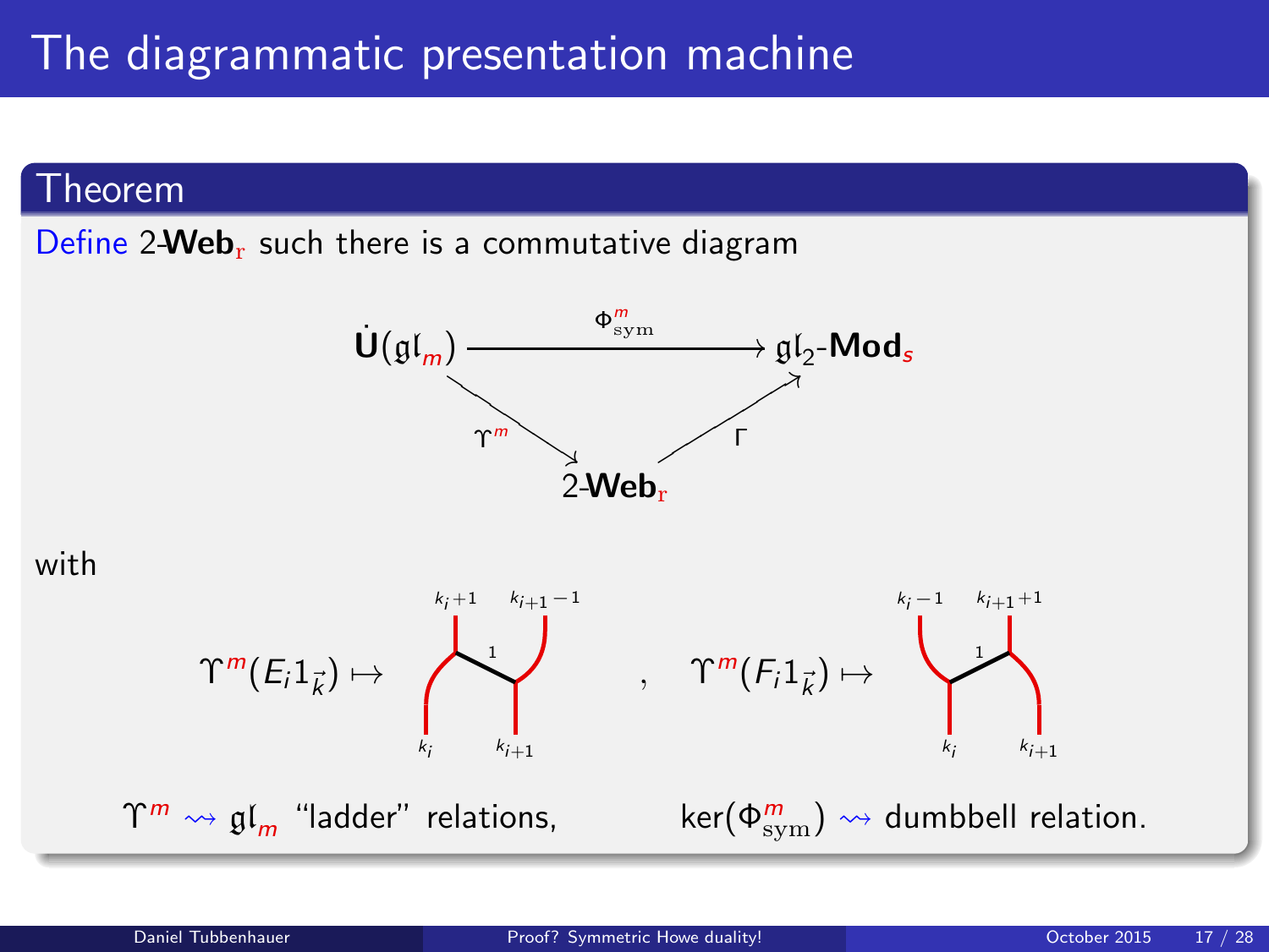# The diagrammatic presentation machine

## Theorem

Define 2-**Web**$_{\mathrm{r}}$ such there is a commutative diagram

$$
\begin{array}{ccc}
\dot{\mathbf{U}}(\mathfrak{gl}_m) & \xrightarrow{\Phi^m_{\mathrm{sym}}} & \mathfrak{gl}_2\text{-}\mathbf{Mod}_s \\
& \searrow^{\Upsilon^m} \quad \nearrow_{\Gamma} & \\
& 2\text{-}\mathbf{Web}_{\mathrm{r}} &
\end{array}
$$

with

$\Upsilon^m(E_i 1_{\vec{k}}) \mapsto$ (web: bottom $k_i$, $k_{i+1}$; top $k_i+1$, $k_{i+1}-1$; rung labeled $1$) , $\Upsilon^m(F_i 1_{\vec{k}}) \mapsto$ (web: bottom $k_i$, $k_{i+1}$; top $k_i-1$, $k_{i+1}+1$; rung labeled $1$)

$\Upsilon^m \rightsquigarrow \mathfrak{gl}_m$ "ladder" relations, $\ker(\Phi^m_{\mathrm{sym}}) \rightsquigarrow$ dumbbell relation.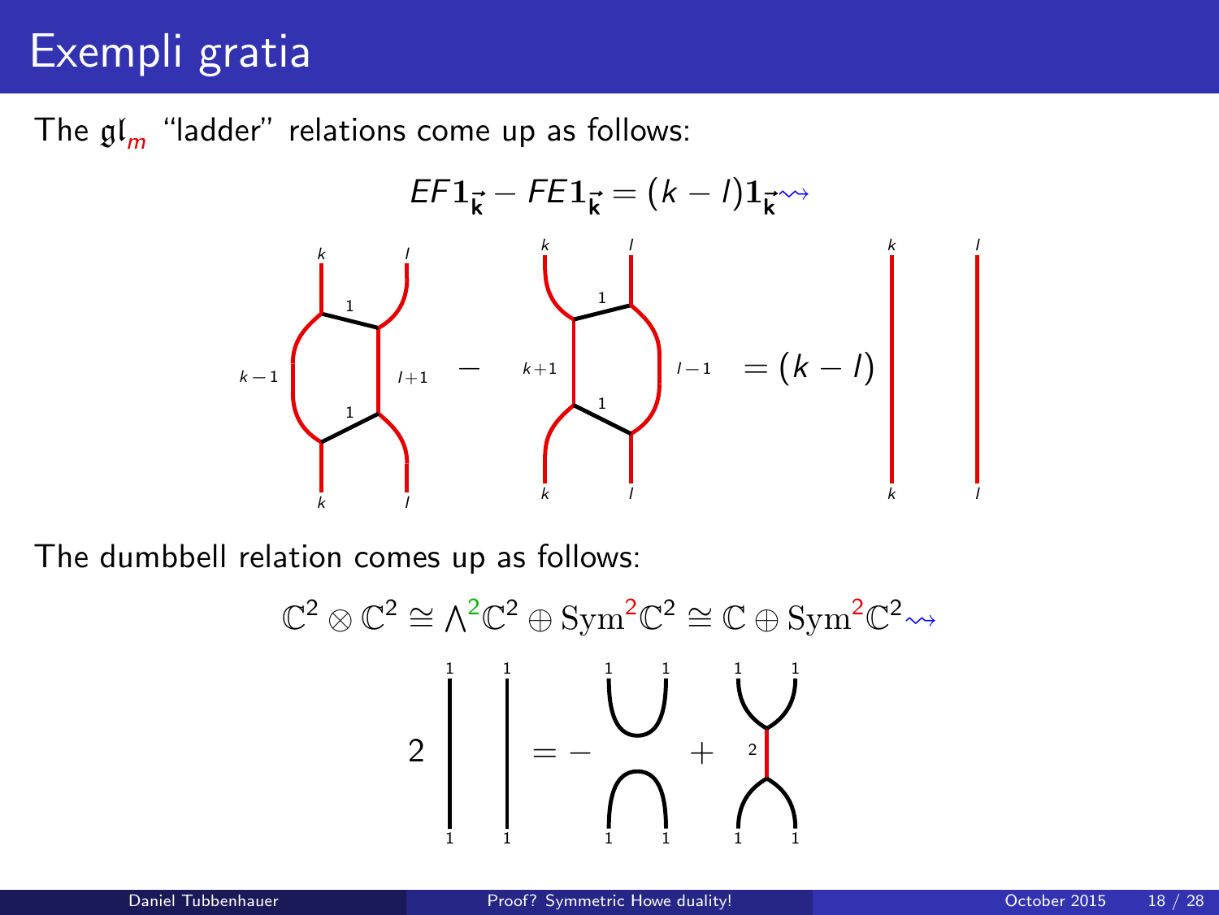# Exempli gratia

The $\mathfrak{gl}_m$ "ladder" relations come up as follows:

$$EF\mathbf{1}_{\vec{k}} - FE\mathbf{1}_{\vec{k}} = (k-l)\mathbf{1}_{\vec{k}} \rightsquigarrow$$

$$= (k-l)$$

The dumbbell relation comes up as follows:

$$\mathbb{C}^2 \otimes \mathbb{C}^2 \cong \Lambda^2\mathbb{C}^2 \oplus \mathrm{Sym}^2\mathbb{C}^2 \cong \mathbb{C} \oplus \mathrm{Sym}^2\mathbb{C}^2 \rightsquigarrow$$

$$2 \quad = - \quad +$$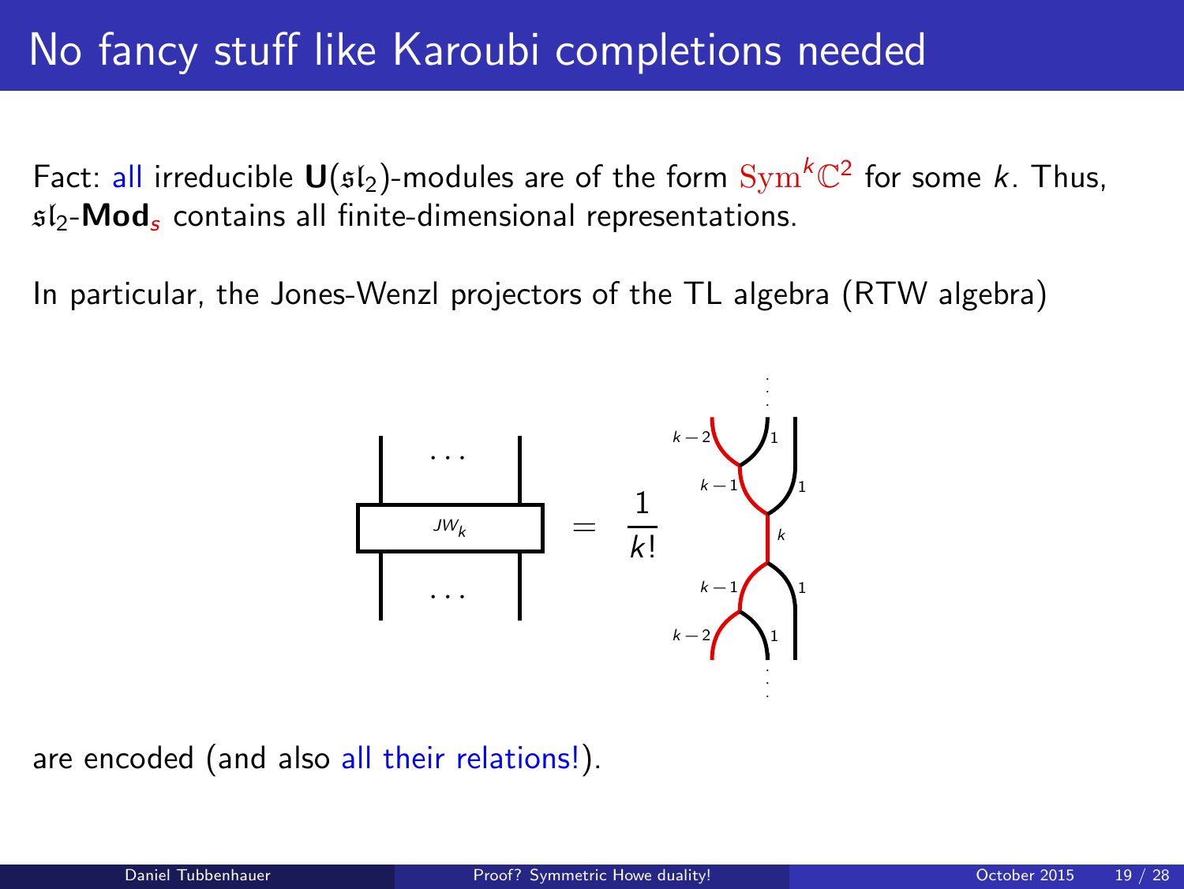# No fancy stuff like Karoubi completions needed

Fact: all irreducible $\mathbf{U}(\mathfrak{sl}_2)$-modules are of the form $\mathrm{Sym}^k\mathbb{C}^2$ for some $k$. Thus, $\mathfrak{sl}_2$-$\mathbf{Mod}_s$ contains all finite-dimensional representations.

In particular, the Jones-Wenzl projectors of the TL algebra (RTW algebra)

$$JW_k = \frac{1}{k!}$$

are encoded (and also all their relations!).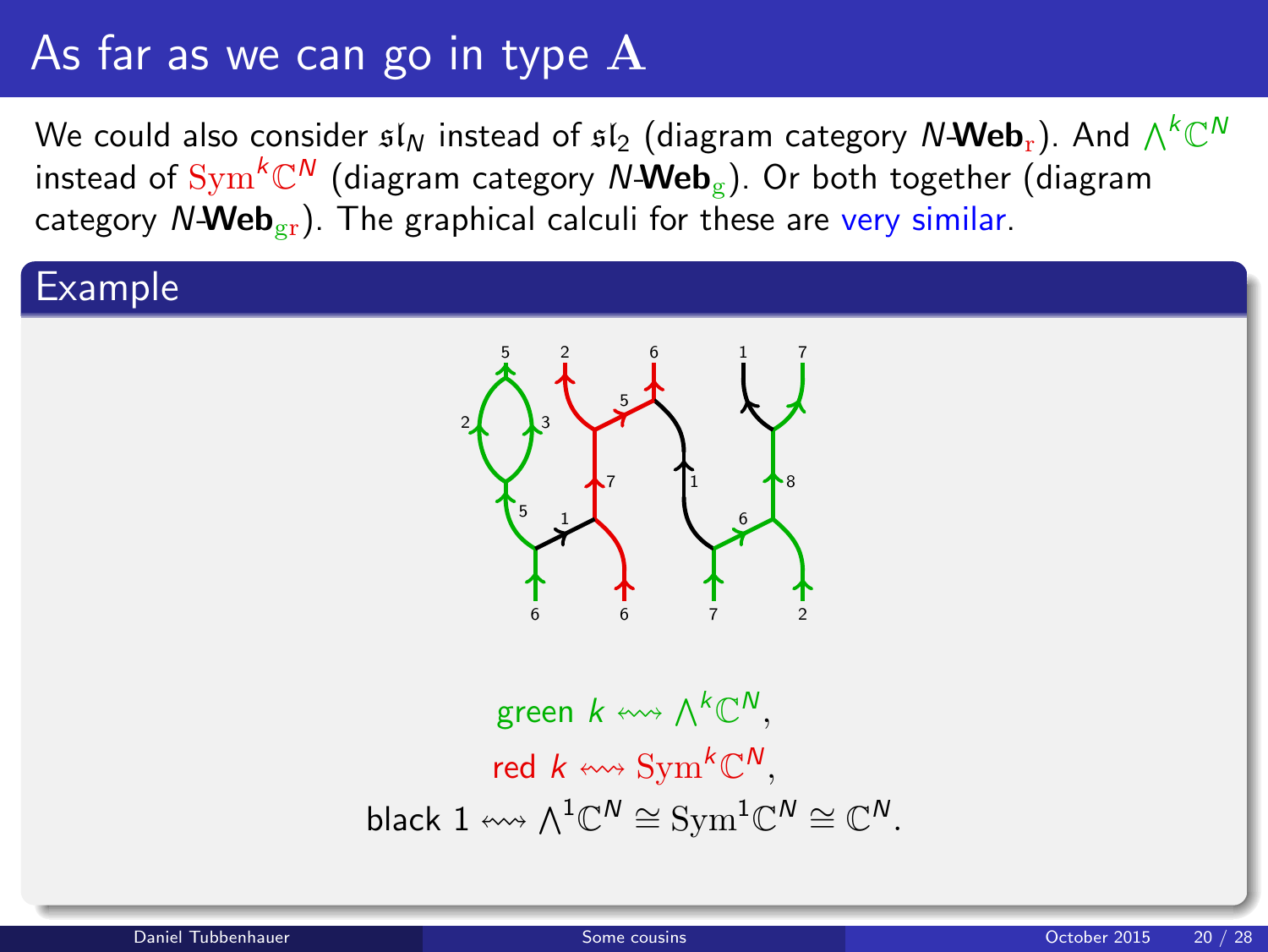# As far as we can go in type $\mathrm{A}$

We could also consider $\mathfrak{sl}_N$ instead of $\mathfrak{sl}_2$ (diagram category $N\text{-}\mathbf{Web}_{\mathrm{r}}$). And $\bigwedge^k\mathbb{C}^N$ instead of $\mathrm{Sym}^k\mathbb{C}^N$ (diagram category $N\text{-}\mathbf{Web}_{\mathrm{g}}$). Or both together (diagram category $N\text{-}\mathbf{Web}_{\mathrm{gr}}$). The graphical calculi for these are very similar.

## Example

green $k \leftrightsquigarrow \bigwedge^k\mathbb{C}^N$,

red $k \leftrightsquigarrow \mathrm{Sym}^k\mathbb{C}^N$,

black $1 \leftrightsquigarrow \bigwedge^1\mathbb{C}^N \cong \mathrm{Sym}^1\mathbb{C}^N \cong \mathbb{C}^N$.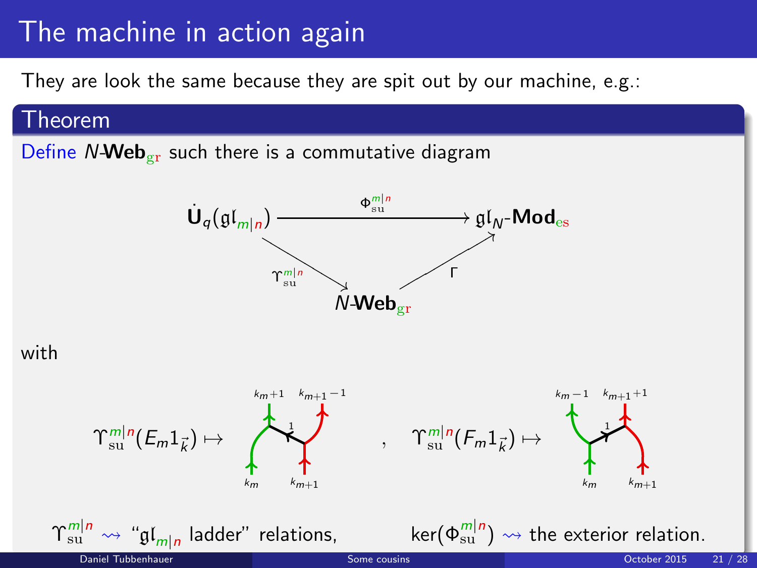# The machine in action again

They are look the same because they are spit out by our machine, e.g.:

## Theorem

Define $N$-$\mathbf{Web}_{\mathrm{gr}}$ such there is a commutative diagram

$$\dot{\mathbf{U}}_q(\mathfrak{gl}_{m|n}) \xrightarrow{\Phi^{m|n}_{\mathrm{su}}} \mathfrak{gl}_N\text{-}\mathbf{Mod}_{\mathrm{es}}$$

$$\Upsilon^{m|n}_{\mathrm{su}} : \dot{\mathbf{U}}_q(\mathfrak{gl}_{m|n}) \to N\text{-}\mathbf{Web}_{\mathrm{gr}}, \quad \Gamma : N\text{-}\mathbf{Web}_{\mathrm{gr}} \to \mathfrak{gl}_N\text{-}\mathbf{Mod}_{\mathrm{es}}$$

with

$\Upsilon^{m|n}_{\mathrm{su}}(E_m 1_{\vec{k}}) \mapsto$ (web with bottom labels $k_m$, $k_{m+1}$, middle edge $1$, top labels $k_m+1$, $k_{m+1}-1$) , $\Upsilon^{m|n}_{\mathrm{su}}(F_m 1_{\vec{k}}) \mapsto$ (web with bottom labels $k_m$, $k_{m+1}$, middle edge $1$, top labels $k_m-1$, $k_{m+1}+1$)

$\Upsilon^{m|n}_{\mathrm{su}} \rightsquigarrow$ "$\mathfrak{gl}_{m|n}$ ladder" relations, $\ker(\Phi^{m|n}_{\mathrm{su}}) \rightsquigarrow$ the exterior relation.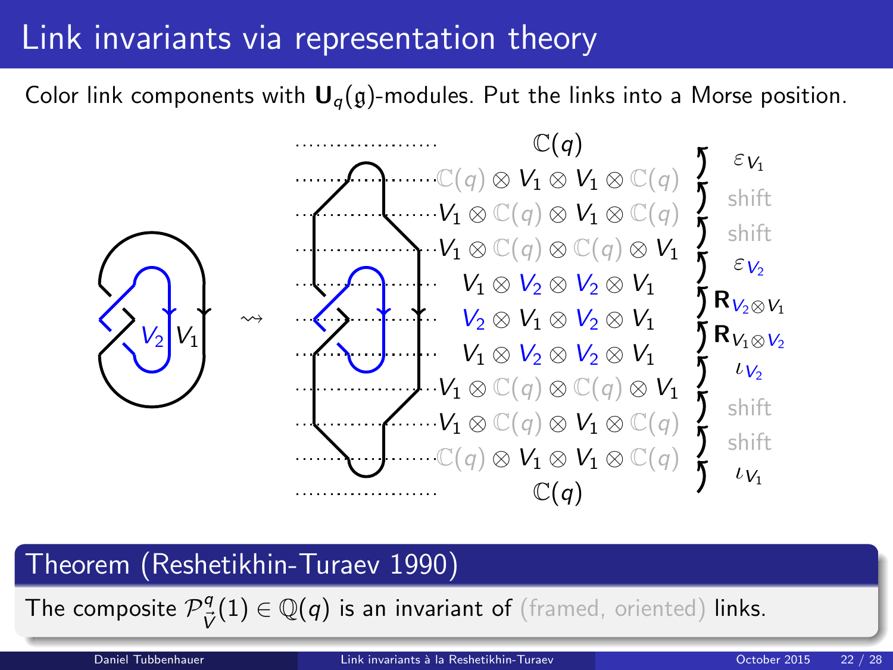# Link invariants via representation theory

Color link components with $\mathbf{U}_q(\mathfrak{g})$-modules. Put the links into a Morse position.

$$\mathbb{C}(q)$$
$$\mathbb{C}(q) \otimes V_1 \otimes V_1 \otimes \mathbb{C}(q) \quad \varepsilon_{V_1}$$
$$V_1 \otimes \mathbb{C}(q) \otimes V_1 \otimes \mathbb{C}(q) \quad \text{shift}$$
$$V_1 \otimes \mathbb{C}(q) \otimes \mathbb{C}(q) \otimes V_1 \quad \text{shift}$$
$$V_1 \otimes V_2 \otimes V_2 \otimes V_1 \quad \varepsilon_{V_2}$$
$$V_2 \otimes V_1 \otimes V_2 \otimes V_1 \quad \mathbf{R}_{V_2 \otimes V_1}$$
$$V_1 \otimes V_2 \otimes V_2 \otimes V_1 \quad \mathbf{R}_{V_1 \otimes V_2}$$
$$V_1 \otimes \mathbb{C}(q) \otimes \mathbb{C}(q) \otimes V_1 \quad \iota_{V_2}$$
$$V_1 \otimes \mathbb{C}(q) \otimes V_1 \otimes \mathbb{C}(q) \quad \text{shift}$$
$$\mathbb{C}(q) \otimes V_1 \otimes V_1 \otimes \mathbb{C}(q) \quad \text{shift}$$
$$\mathbb{C}(q) \quad \iota_{V_1}$$

## Theorem (Reshetikhin-Turaev 1990)

The composite $\mathcal{P}^q_{\vec{V}}(1) \in \mathbb{Q}(q)$ is an invariant of (framed, oriented) links.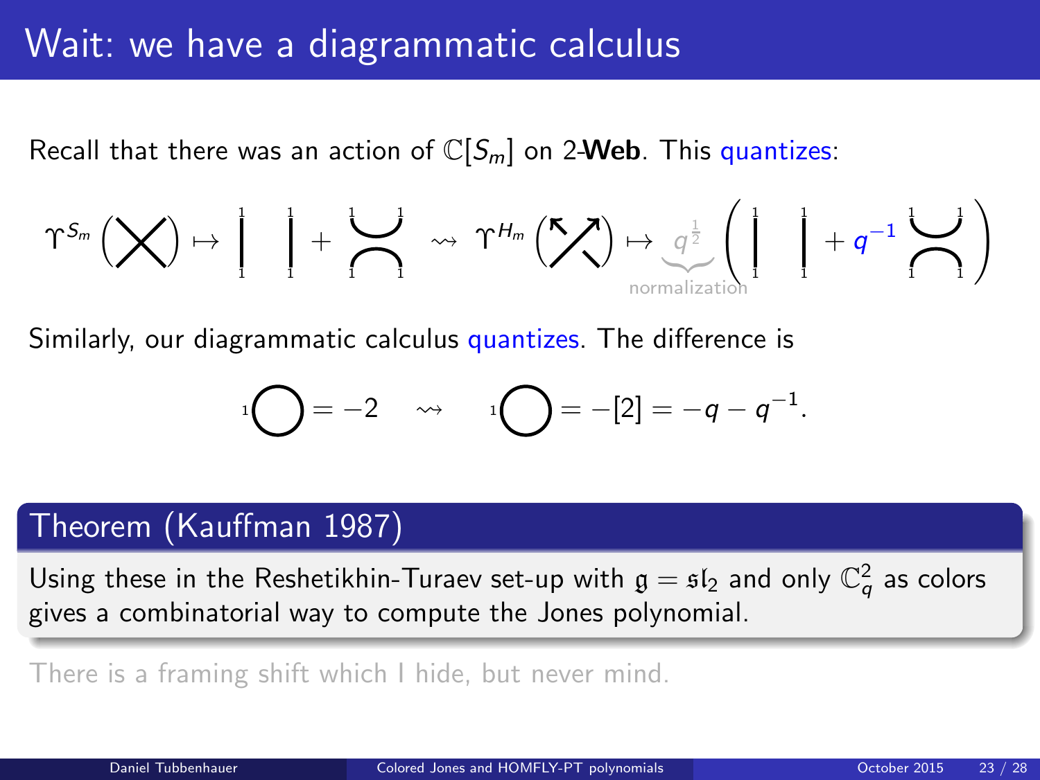# Wait: we have a diagrammatic calculus

Recall that there was an action of $\mathbb{C}[S_m]$ on 2-**Web**. This quantizes:

$$\Upsilon^{S_m}\left(\times\right) \mapsto \mid\ \mid + \asymp \quad \rightsquigarrow \quad \Upsilon^{H_m}\left(\nearrow\!\!\!\!\nwarrow\right) \mapsto \underbrace{q^{\frac{1}{2}}}_{\text{normalization}}\left(\mid\ \mid + q^{-1} \asymp\right)$$

Similarly, our diagrammatic calculus quantizes. The difference is

$$_1\bigcirc = -2 \quad \rightsquigarrow \quad _1\bigcirc = -[2] = -q - q^{-1}.$$

## Theorem (Kauffman 1987)

Using these in the Reshetikhin-Turaev set-up with $\mathfrak{g} = \mathfrak{sl}_2$ and only $\mathbb{C}_q^2$ as colors gives a combinatorial way to compute the Jones polynomial.

There is a framing shift which I hide, but never mind.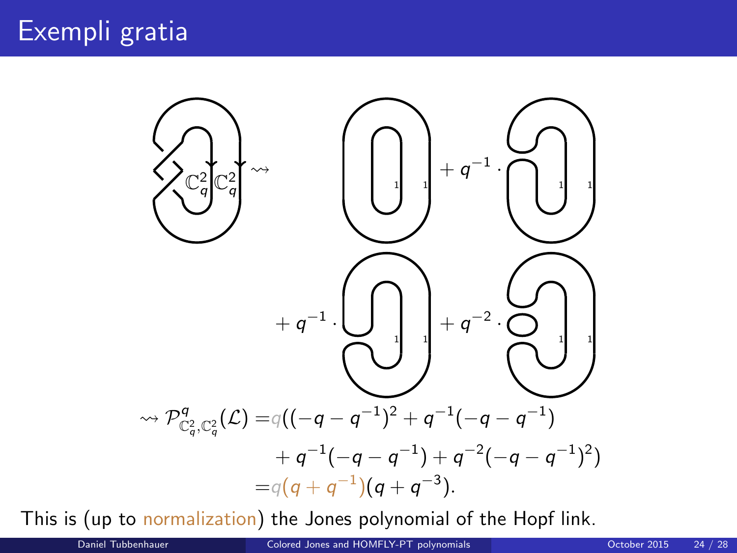# Exempli gratia

$$\rightsquigarrow \mathcal{P}^q_{\mathbb{C}^2_q,\mathbb{C}^2_q}(\mathcal{L}) = q((-q-q^{-1})^2 + q^{-1}(-q-q^{-1}) + q^{-1}(-q-q^{-1}) + q^{-2}(-q-q^{-1})^2) = q(q+q^{-1})(q+q^{-3}).$$

This is (up to normalization) the Jones polynomial of the Hopf link.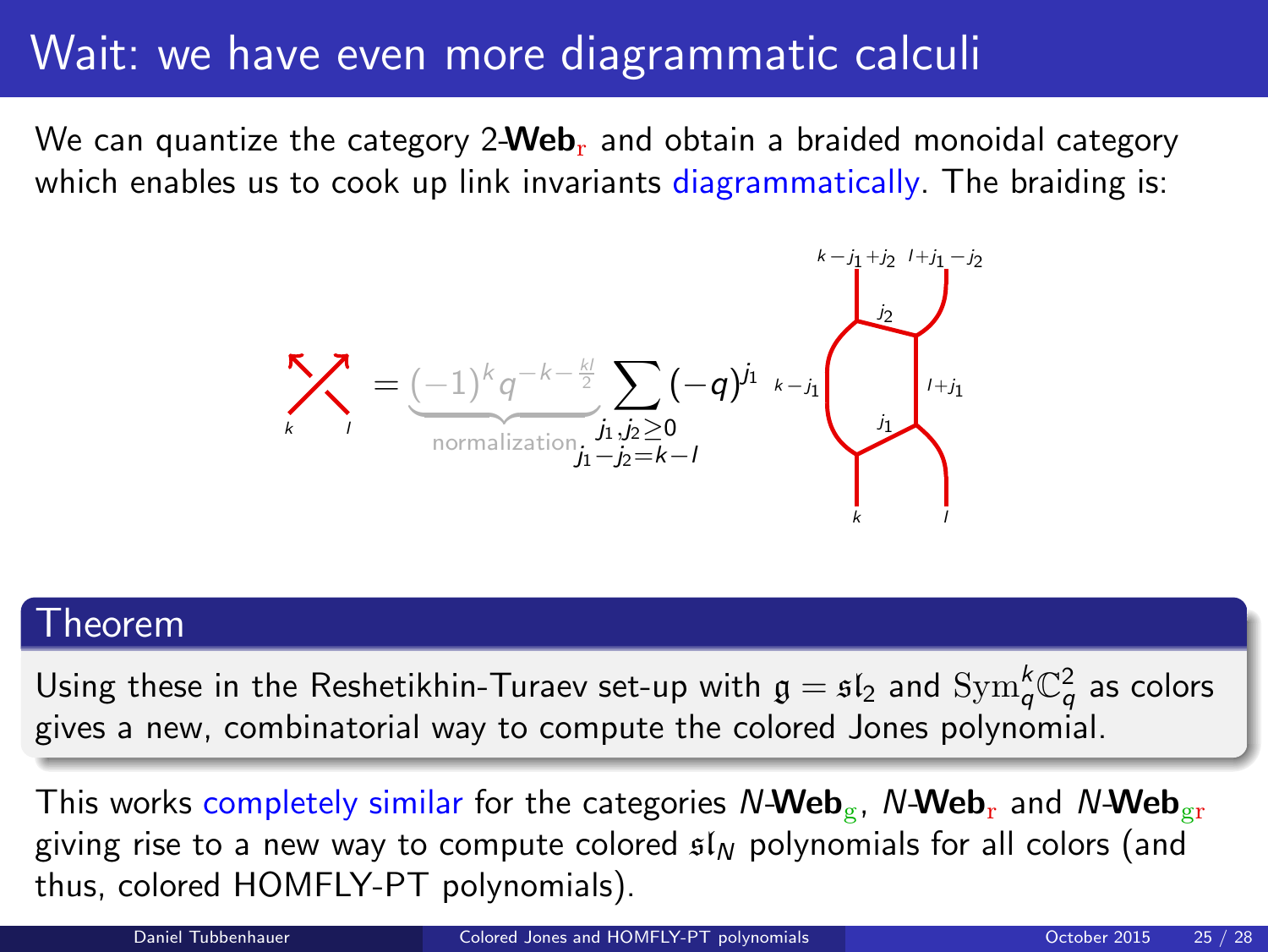# Wait: we have even more diagrammatic calculi

We can quantize the category 2-**Web**$_{\mathrm{r}}$ and obtain a braided monoidal category which enables us to cook up link invariants diagrammatically. The braiding is:

$$\text{crossing}_{k,l} = \underbrace{(-1)^{k} q^{-k-\frac{kl}{2}}}_{\text{normalization}} \sum_{\substack{j_1, j_2 \geq 0 \\ j_1 - j_2 = k - l}} (-q)^{j_1} \; \text{web}$$

(web with bottom labels $k$, $l$; middle labels $k-j_1$, $l+j_1$; rungs $j_1$, $j_2$; top labels $k-j_1+j_2$, $l+j_1-j_2$)

## Theorem

Using these in the Reshetikhin-Turaev set-up with $\mathfrak{g} = \mathfrak{sl}_2$ and $\mathrm{Sym}_q^k \mathbb{C}_q^2$ as colors gives a new, combinatorial way to compute the colored Jones polynomial.

This works completely similar for the categories $N$-**Web**$_{\mathrm{g}}$, $N$-**Web**$_{\mathrm{r}}$ and $N$-**Web**$_{\mathrm{gr}}$ giving rise to a new way to compute colored $\mathfrak{sl}_N$ polynomials for all colors (and thus, colored HOMFLY-PT polynomials).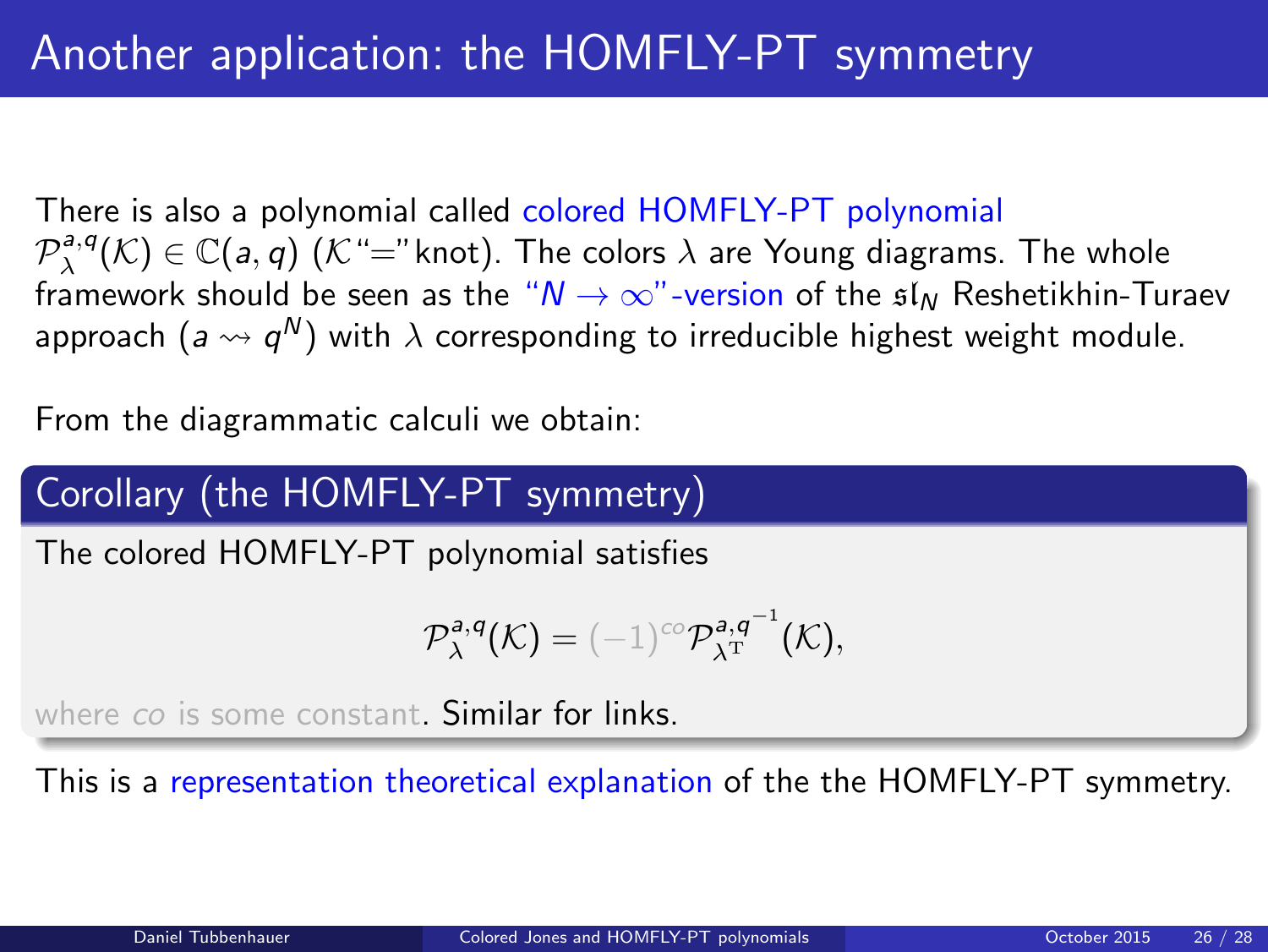# Another application: the HOMFLY-PT symmetry

There is also a polynomial called colored HOMFLY-PT polynomial $\mathcal{P}^{a,q}_{\lambda}(\mathcal{K}) \in \mathbb{C}(a,q)$ ($\mathcal{K}$"="knot). The colors $\lambda$ are Young diagrams. The whole framework should be seen as the "$N \to \infty$"-version of the $\mathfrak{sl}_N$ Reshetikhin-Turaev approach ($a \rightsquigarrow q^N$) with $\lambda$ corresponding to irreducible highest weight module.

From the diagrammatic calculi we obtain:

## Corollary (the HOMFLY-PT symmetry)

The colored HOMFLY-PT polynomial satisfies

$$\mathcal{P}^{a,q}_{\lambda}(\mathcal{K}) = (-1)^{co}\mathcal{P}^{a,q^{-1}}_{\lambda^{\mathrm{T}}}(\mathcal{K}),$$

where *co* is some constant. Similar for links.

This is a representation theoretical explanation of the the HOMFLY-PT symmetry.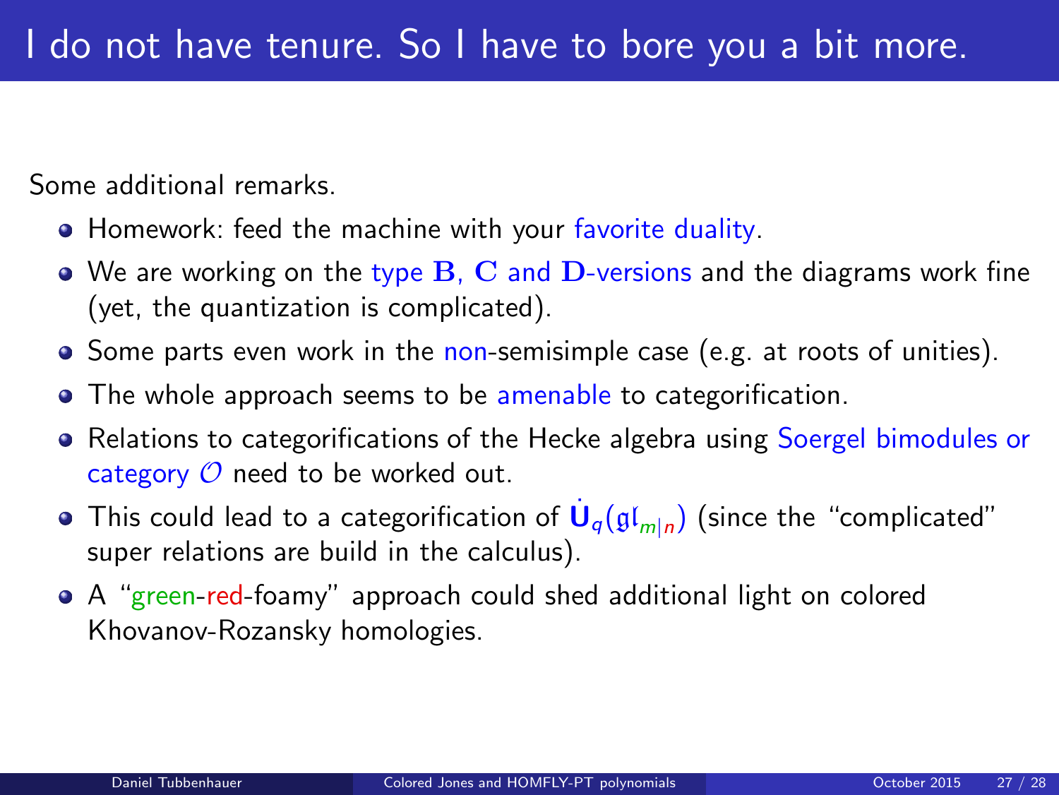# I do not have tenure. So I have to bore you a bit more.

Some additional remarks.

- Homework: feed the machine with your favorite duality.
- We are working on the type $\mathbf{B}$, $\mathbf{C}$ and $\mathbf{D}$-versions and the diagrams work fine (yet, the quantization is complicated).
- Some parts even work in the non-semisimple case (e.g. at roots of unities).
- The whole approach seems to be amenable to categorification.
- Relations to categorifications of the Hecke algebra using Soergel bimodules or category $\mathcal{O}$ need to be worked out.
- This could lead to a categorification of $\dot{\mathbf{U}}_q(\mathfrak{gl}_{m|n})$ (since the "complicated" super relations are build in the calculus).
- A "green-red-foamy" approach could shed additional light on colored Khovanov-Rozansky homologies.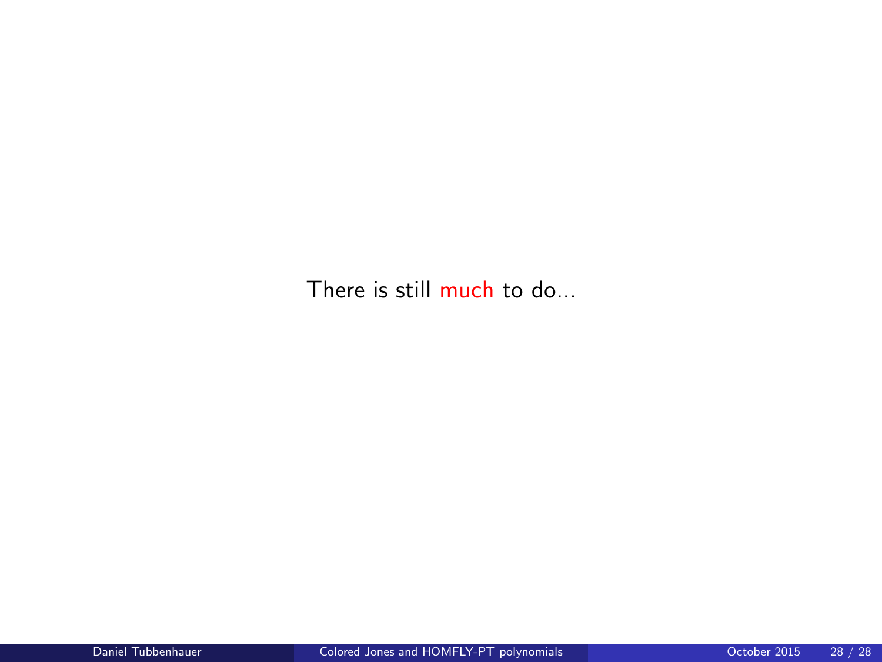There is still much to do...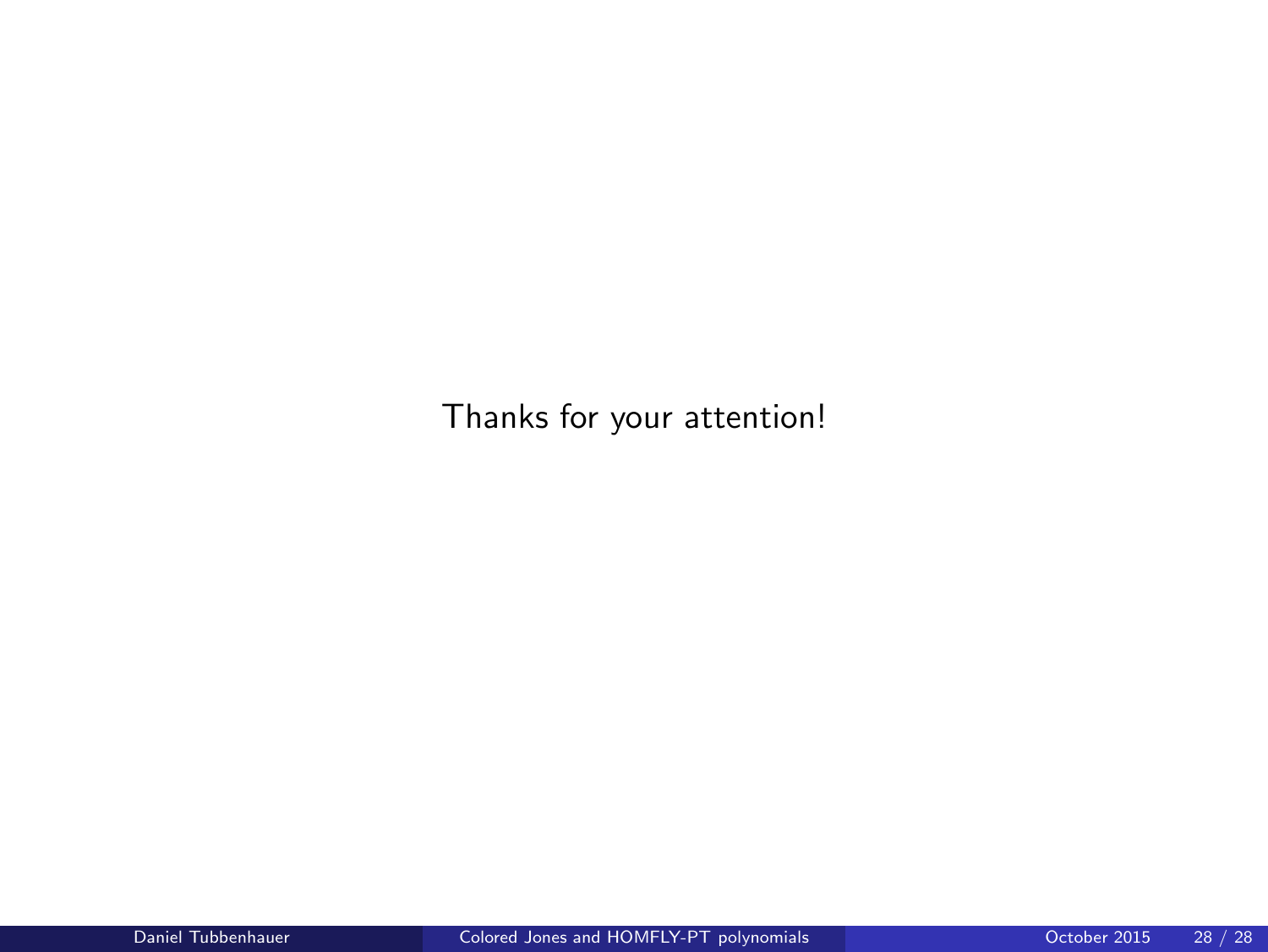Thanks for your attention!